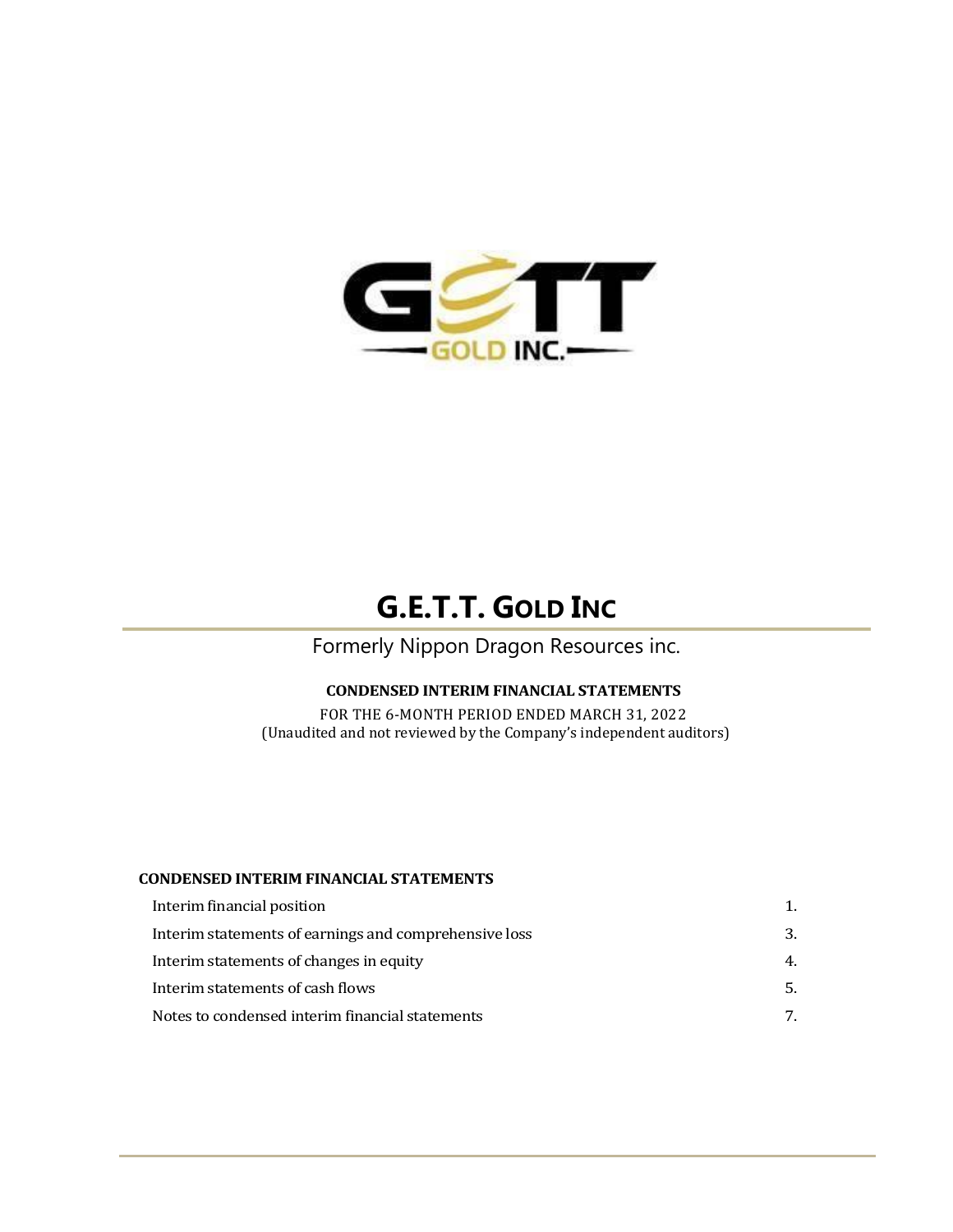# G.E.T.T. GOLD INC

Formerly Nippon Dragon Resources inc.

**CONDENSED INTERIM FINANCIAL STATEMENTS**

FOR THE 6-MONTH PERIOD ENDED MARCH 31, 2022
(Unaudited and not reviewed by the Company's independent auditors)

**CONDENSED INTERIM FINANCIAL STATEMENTS**

| | |
|---|---|
| Interim financial position | 1. |
| Interim statements of earnings and comprehensive loss | 3. |
| Interim statements of changes in equity | 4. |
| Interim statements of cash flows | 5. |
| Notes to condensed interim financial statements | 7. |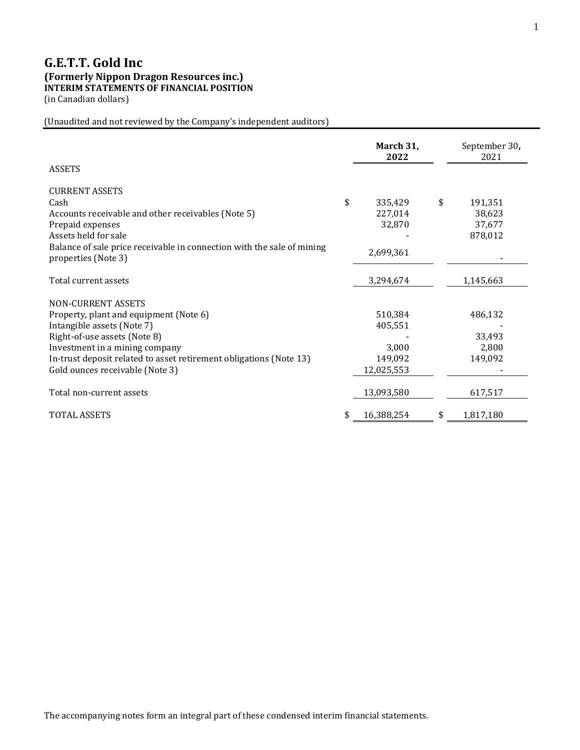# G.E.T.T. Gold Inc

## (Formerly Nippon Dragon Resources inc.)

### INTERIM STATEMENTS OF FINANCIAL POSITION

(in Canadian dollars)

(Unaudited and not reviewed by the Company's independent auditors)

| | **March 31, 2022** | September 30, 2021 |
|---|---|---|
| ASSETS | | |
| CURRENT ASSETS | | |
| Cash | $ 335,429 | $ 191,351 |
| Accounts receivable and other receivables (Note 5) | 227,014 | 38,623 |
| Prepaid expenses | 32,870 | 37,677 |
| Assets held for sale | - | 878,012 |
| Balance of sale price receivable in connection with the sale of mining properties (Note 3) | 2,699,361 | - |
| Total current assets | 3,294,674 | 1,145,663 |
| NON-CURRENT ASSETS | | |
| Property, plant and equipment (Note 6) | 510,384 | 486,132 |
| Intangible assets (Note 7) | 405,551 | - |
| Right-of-use assets (Note 8) | - | 33,493 |
| Investment in a mining company | 3,000 | 2,800 |
| In-trust deposit related to asset retirement obligations (Note 13) | 149,092 | 149,092 |
| Gold ounces receivable (Note 3) | 12,025,553 | - |
| Total non-current assets | 13,093,580 | 617,517 |
| TOTAL ASSETS | $ 16,388,254 | $ 1,817,180 |

The accompanying notes form an integral part of these condensed interim financial statements.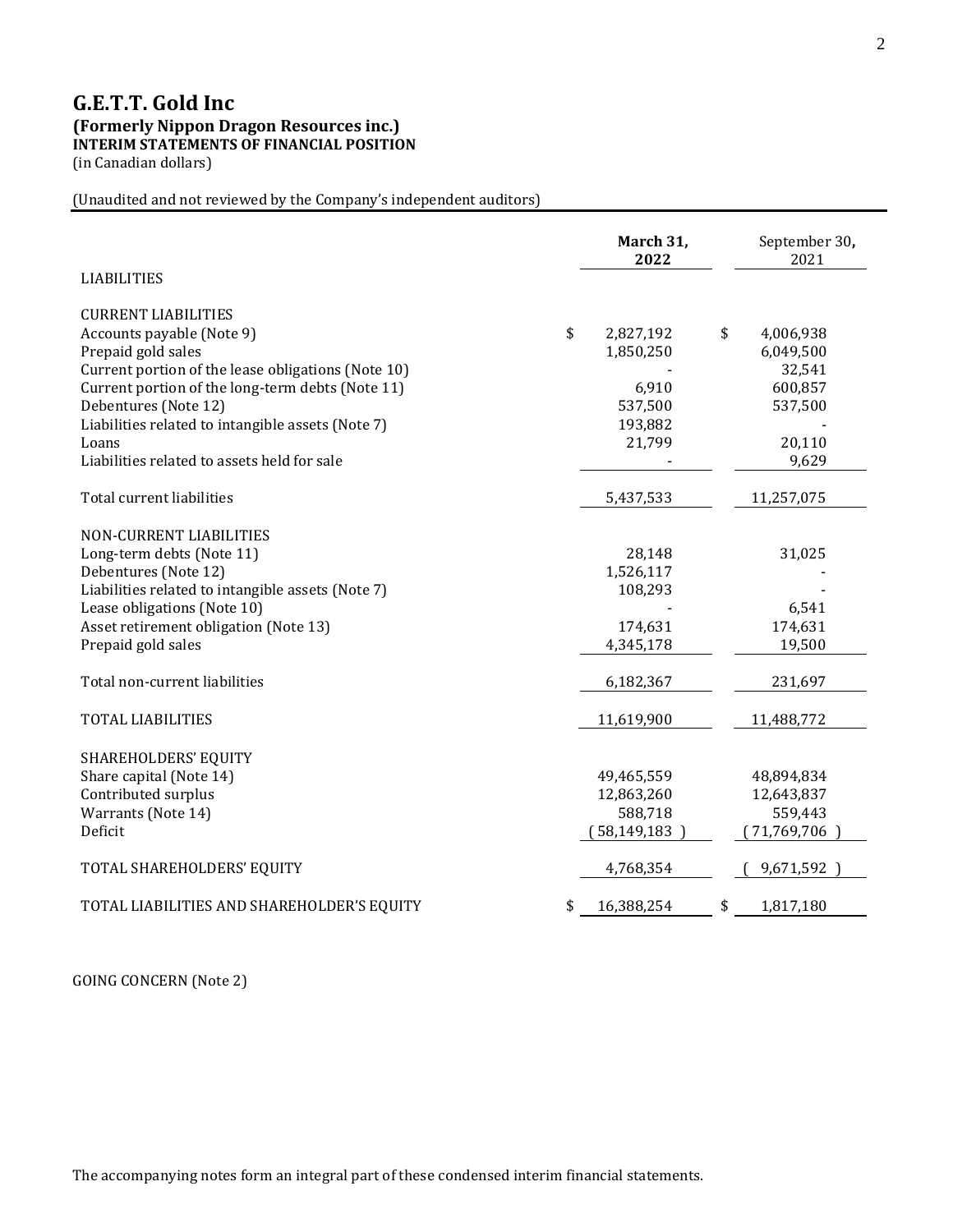# G.E.T.T. Gold Inc

**(Formerly Nippon Dragon Resources inc.)**

**INTERIM STATEMENTS OF FINANCIAL POSITION**

(in Canadian dollars)

(Unaudited and not reviewed by the Company's independent auditors)

| | **March 31, 2022** | September 30, 2021 |
|---|---|---|
| LIABILITIES | | |
| | | |
| CURRENT LIABILITIES | | |
| Accounts payable (Note 9) | $ 2,827,192 | $ 4,006,938 |
| Prepaid gold sales | 1,850,250 | 6,049,500 |
| Current portion of the lease obligations (Note 10) | - | 32,541 |
| Current portion of the long-term debts (Note 11) | 6,910 | 600,857 |
| Debentures (Note 12) | 537,500 | 537,500 |
| Liabilities related to intangible assets (Note 7) | 193,882 | - |
| Loans | 21,799 | 20,110 |
| Liabilities related to assets held for sale | - | 9,629 |
| Total current liabilities | 5,437,533 | 11,257,075 |
| | | |
| NON-CURRENT LIABILITIES | | |
| Long-term debts (Note 11) | 28,148 | 31,025 |
| Debentures (Note 12) | 1,526,117 | - |
| Liabilities related to intangible assets (Note 7) | 108,293 | - |
| Lease obligations (Note 10) | - | 6,541 |
| Asset retirement obligation (Note 13) | 174,631 | 174,631 |
| Prepaid gold sales | 4,345,178 | 19,500 |
| Total non-current liabilities | 6,182,367 | 231,697 |
| | | |
| TOTAL LIABILITIES | 11,619,900 | 11,488,772 |
| | | |
| SHAREHOLDERS' EQUITY | | |
| Share capital (Note 14) | 49,465,559 | 48,894,834 |
| Contributed surplus | 12,863,260 | 12,643,837 |
| Warrants (Note 14) | 588,718 | 559,443 |
| Deficit | (58,149,183) | (71,769,706) |
| TOTAL SHAREHOLDERS' EQUITY | 4,768,354 | (9,671,592) |
| | | |
| TOTAL LIABILITIES AND SHAREHOLDER'S EQUITY | $ 16,388,254 | $ 1,817,180 |

GOING CONCERN (Note 2)

The accompanying notes form an integral part of these condensed interim financial statements.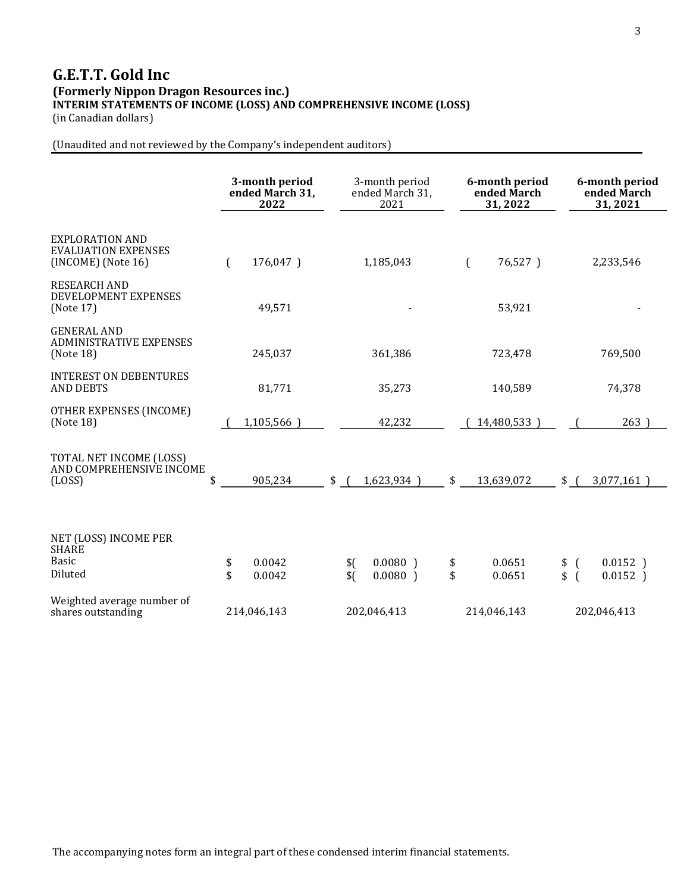# G.E.T.T. Gold Inc

**(Formerly Nippon Dragon Resources inc.)**

**INTERIM STATEMENTS OF INCOME (LOSS) AND COMPREHENSIVE INCOME (LOSS)**

(in Canadian dollars)

(Unaudited and not reviewed by the Company's independent auditors)

| | **3-month period ended March 31, 2022** | 3-month period ended March 31, 2021 | **6-month period ended March 31, 2022** | **6-month period ended March 31, 2021** |
|---|---|---|---|---|
| EXPLORATION AND EVALUATION EXPENSES (INCOME) (Note 16) | ( 176,047 ) | 1,185,043 | ( 76,527 ) | 2,233,546 |
| RESEARCH AND DEVELOPMENT EXPENSES (Note 17) | 49,571 | - | 53,921 | - |
| GENERAL AND ADMINISTRATIVE EXPENSES (Note 18) | 245,037 | 361,386 | 723,478 | 769,500 |
| INTEREST ON DEBENTURES AND DEBTS | 81,771 | 35,273 | 140,589 | 74,378 |
| OTHER EXPENSES (INCOME) (Note 18) | ( 1,105,566 ) | 42,232 | ( 14,480,533 ) | ( 263 ) |
| TOTAL NET INCOME (LOSS) AND COMPREHENSIVE INCOME (LOSS) | $ 905,234 | $ ( 1,623,934 ) | $ 13,639,072 | $ ( 3,077,161 ) |
| NET (LOSS) INCOME PER SHARE | | | | |
| Basic | $ 0.0042 | $( 0.0080 ) | $ 0.0651 | $ ( 0.0152 ) |
| Diluted | $ 0.0042 | $( 0.0080 ) | $ 0.0651 | $ ( 0.0152 ) |
| Weighted average number of shares outstanding | 214,046,143 | 202,046,413 | 214,046,143 | 202,046,413 |

The accompanying notes form an integral part of these condensed interim financial statements.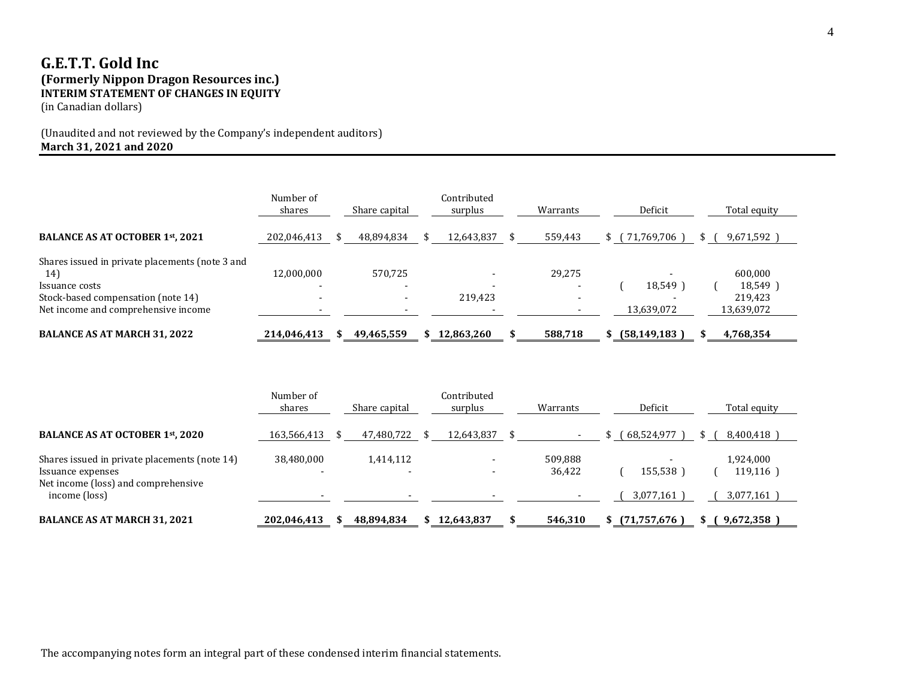# G.E.T.T. Gold Inc

**(Formerly Nippon Dragon Resources inc.)**

**INTERIM STATEMENT OF CHANGES IN EQUITY**

(in Canadian dollars)

(Unaudited and not reviewed by the Company's independent auditors)

**March 31, 2021 and 2020**

| | Number of shares | Share capital | Contributed surplus | Warrants | Deficit | Total equity |
|---|---|---|---|---|---|---|
| **BALANCE AS AT OCTOBER 1st, 2021** | 202,046,413 | $ 48,894,834 | $ 12,643,837 | $ 559,443 | $ ( 71,769,706 ) | $ ( 9,671,592 ) |
| Shares issued in private placements (note 3 and 14) | 12,000,000 | 570,725 | - | 29,275 | - | 600,000 |
| Issuance costs | - | - | - | - | ( 18,549 ) | ( 18,549 ) |
| Stock-based compensation (note 14) | - | - | 219,423 | - | - | 219,423 |
| Net income and comprehensive income | - | - | - | - | 13,639,072 | 13,639,072 |
| **BALANCE AS AT MARCH 31, 2022** | **214,046,413** | **$ 49,465,559** | **$ 12,863,260** | **$ 588,718** | **$ (58,149,183 )** | **$ 4,768,354** |

| | Number of shares | Share capital | Contributed surplus | Warrants | Deficit | Total equity |
|---|---|---|---|---|---|---|
| **BALANCE AS AT OCTOBER 1st, 2020** | 163,566,413 | $ 47,480,722 | $ 12,643,837 | $ - | $ ( 68,524,977 ) | $ ( 8,400,418 ) |
| Shares issued in private placements (note 14) | 38,480,000 | 1,414,112 | - | 509,888 | - | 1,924,000 |
| Issuance expenses | - | - | - | 36,422 | ( 155,538 ) | ( 119,116 ) |
| Net income (loss) and comprehensive income (loss) | - | - | - | - | ( 3,077,161 ) | ( 3,077,161 ) |
| **BALANCE AS AT MARCH 31, 2021** | **202,046,413** | **$ 48,894,834** | **$ 12,643,837** | **$ 546,310** | **$ (71,757,676 )** | **$ ( 9,672,358 )** |

The accompanying notes form an integral part of these condensed interim financial statements.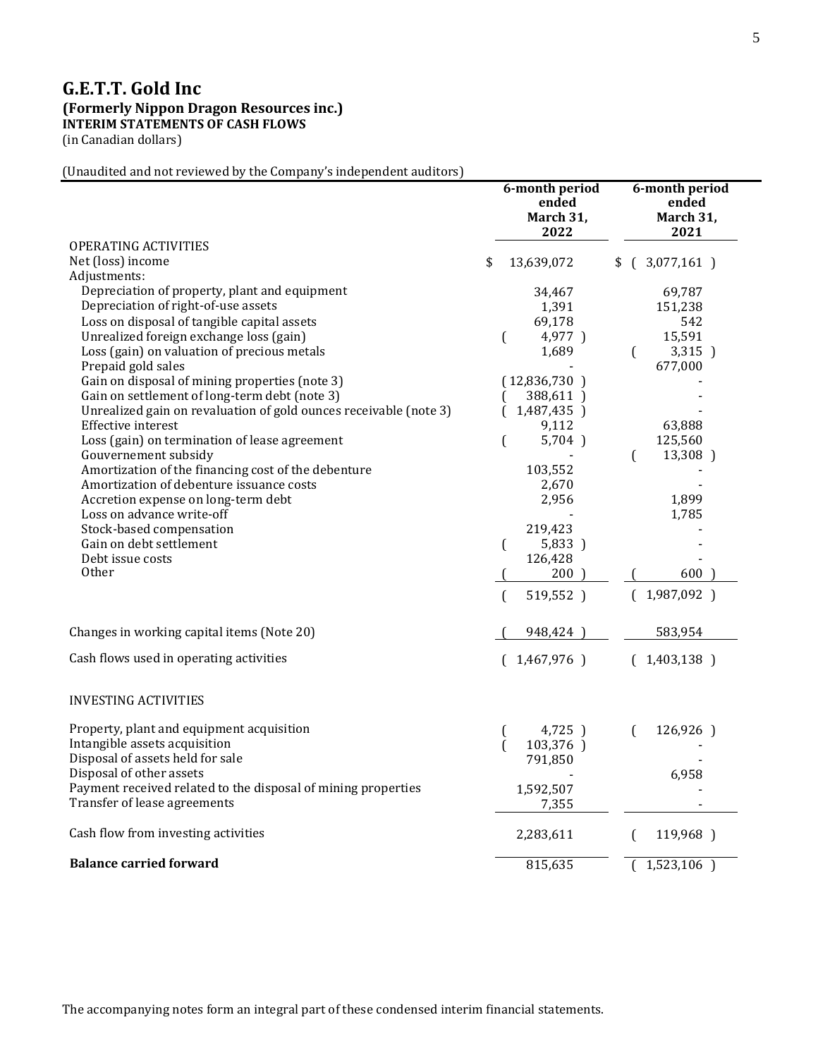# G.E.T.T. Gold Inc

## (Formerly Nippon Dragon Resources inc.)

**INTERIM STATEMENTS OF CASH FLOWS**

(in Canadian dollars)

(Unaudited and not reviewed by the Company's independent auditors)

| | 6-month period ended March 31, 2022 | 6-month period ended March 31, 2021 |
|---|---|---|
| OPERATING ACTIVITIES | | |
| Net (loss) income | $ 13,639,072 | $ ( 3,077,161 ) |
| Adjustments: | | |
| Depreciation of property, plant and equipment | 34,467 | 69,787 |
| Depreciation of right-of-use assets | 1,391 | 151,238 |
| Loss on disposal of tangible capital assets | 69,178 | 542 |
| Unrealized foreign exchange loss (gain) | ( 4,977 ) | 15,591 |
| Loss (gain) on valuation of precious metals | 1,689 | ( 3,315 ) |
| Prepaid gold sales | - | 677,000 |
| Gain on disposal of mining properties (note 3) | ( 12,836,730 ) | - |
| Gain on settlement of long-term debt (note 3) | ( 388,611 ) | - |
| Unrealized gain on revaluation of gold ounces receivable (note 3) | ( 1,487,435 ) | - |
| Effective interest | 9,112 | 63,888 |
| Loss (gain) on termination of lease agreement | ( 5,704 ) | 125,560 |
| Gouvernement subsidy | - | ( 13,308 ) |
| Amortization of the financing cost of the debenture | 103,552 | - |
| Amortization of debenture issuance costs | 2,670 | - |
| Accretion expense on long-term debt | 2,956 | 1,899 |
| Loss on advance write-off | - | 1,785 |
| Stock-based compensation | 219,423 | - |
| Gain on debt settlement | ( 5,833 ) | - |
| Debt issue costs | 126,428 | - |
| Other | ( 200 ) | ( 600 ) |
| | ( 519,552 ) | ( 1,987,092 ) |
| Changes in working capital items (Note 20) | ( 948,424 ) | 583,954 |
| Cash flows used in operating activities | ( 1,467,976 ) | ( 1,403,138 ) |
| INVESTING ACTIVITIES | | |
| Property, plant and equipment acquisition | ( 4,725 ) | ( 126,926 ) |
| Intangible assets acquisition | ( 103,376 ) | - |
| Disposal of assets held for sale | 791,850 | - |
| Disposal of other assets | - | 6,958 |
| Payment received related to the disposal of mining properties | 1,592,507 | - |
| Transfer of lease agreements | 7,355 | - |
| Cash flow from investing activities | 2,283,611 | ( 119,968 ) |
| **Balance carried forward** | 815,635 | ( 1,523,106 ) |

The accompanying notes form an integral part of these condensed interim financial statements.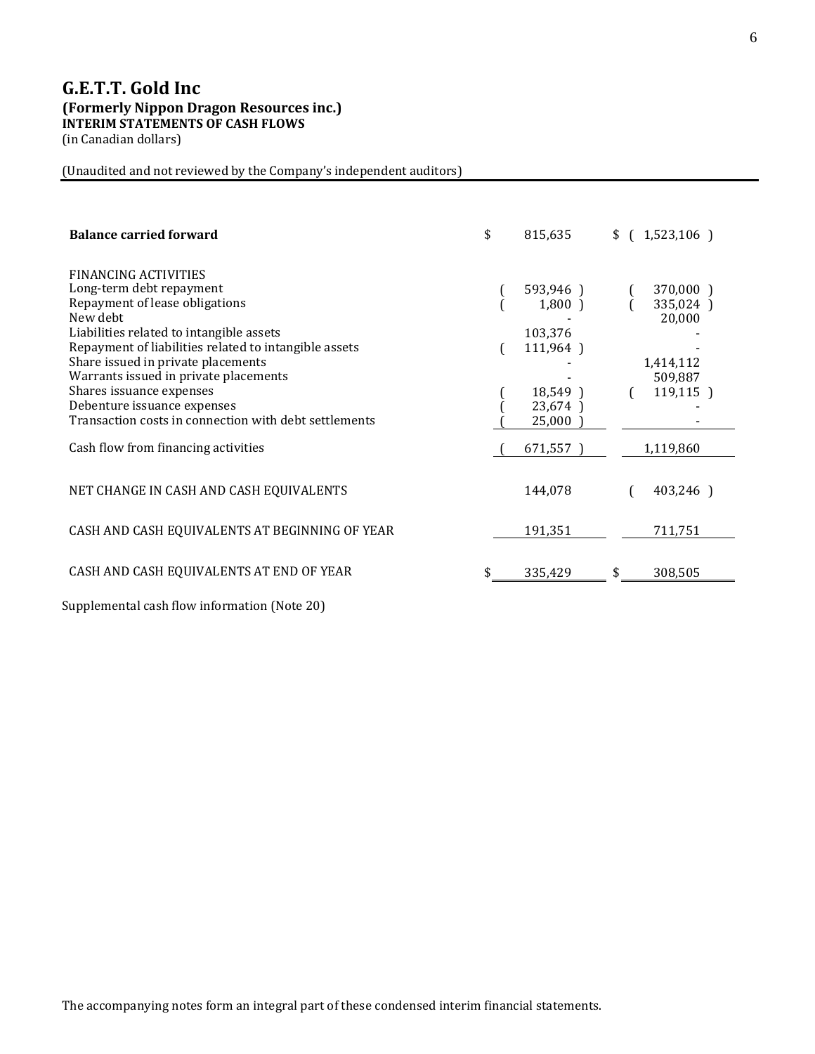# G.E.T.T. Gold Inc

**(Formerly Nippon Dragon Resources inc.)**

**INTERIM STATEMENTS OF CASH FLOWS**

(in Canadian dollars)

(Unaudited and not reviewed by the Company's independent auditors)

| | | |
|---|---|---|
| **Balance carried forward** | $ 815,635 | $ ( 1,523,106 ) |
| FINANCING ACTIVITIES | | |
| Long-term debt repayment | ( 593,946 ) | ( 370,000 ) |
| Repayment of lease obligations | ( 1,800 ) | ( 335,024 ) |
| New debt | - | 20,000 |
| Liabilities related to intangible assets | 103,376 | - |
| Repayment of liabilities related to intangible assets | ( 111,964 ) | - |
| Share issued in private placements | - | 1,414,112 |
| Warrants issued in private placements | - | 509,887 |
| Shares issuance expenses | ( 18,549 ) | ( 119,115 ) |
| Debenture issuance expenses | ( 23,674 ) | - |
| Transaction costs in connection with debt settlements | ( 25,000 ) | - |
| Cash flow from financing activities | ( 671,557 ) | 1,119,860 |
| NET CHANGE IN CASH AND CASH EQUIVALENTS | 144,078 | ( 403,246 ) |
| CASH AND CASH EQUIVALENTS AT BEGINNING OF YEAR | 191,351 | 711,751 |
| CASH AND CASH EQUIVALENTS AT END OF YEAR | $ 335,429 | $ 308,505 |

Supplemental cash flow information (Note 20)

The accompanying notes form an integral part of these condensed interim financial statements.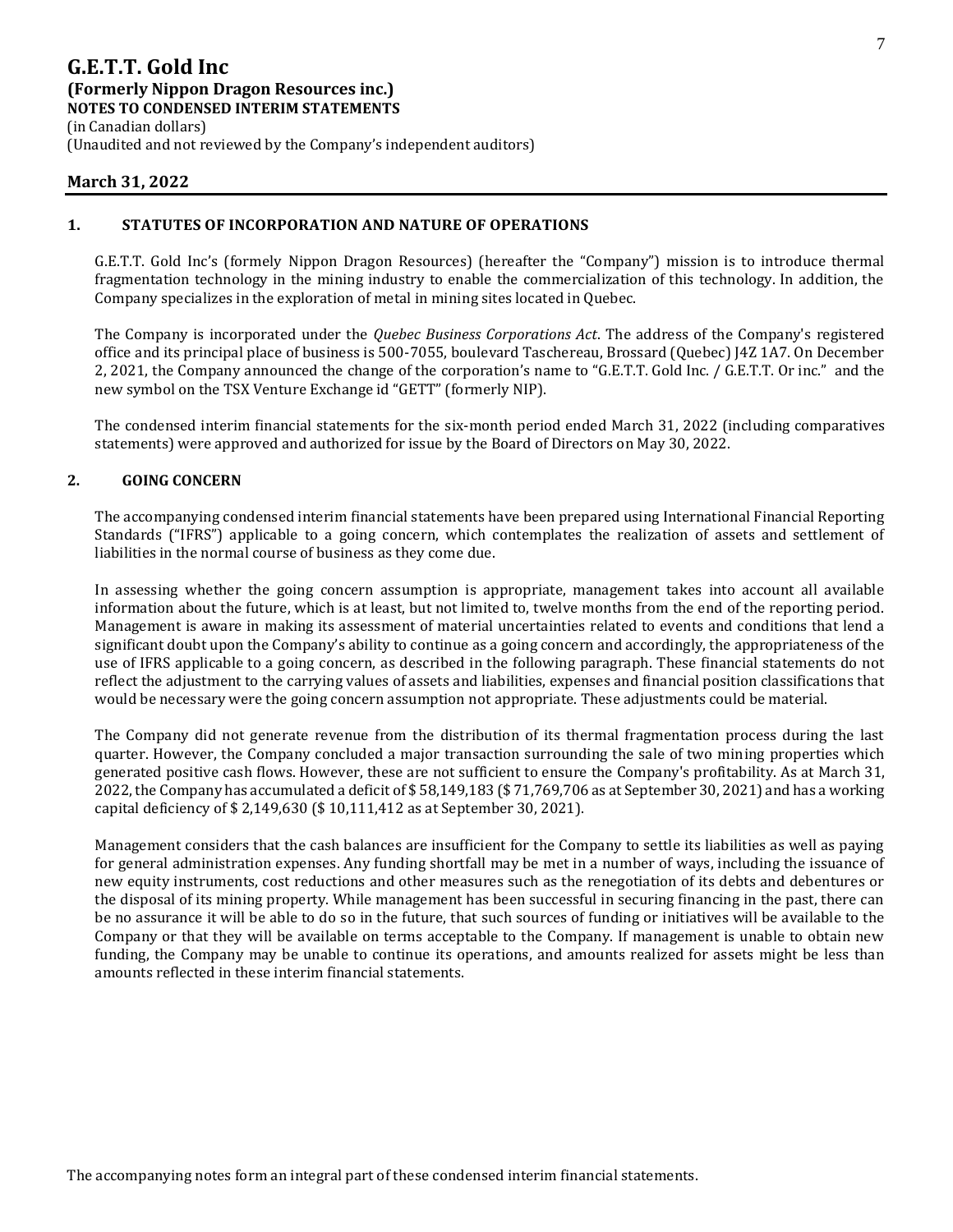# G.E.T.T. Gold Inc

## (Formerly Nippon Dragon Resources inc.)

**NOTES TO CONDENSED INTERIM STATEMENTS**

(in Canadian dollars)

(Unaudited and not reviewed by the Company's independent auditors)

**March 31, 2022**

## 1. STATUTES OF INCORPORATION AND NATURE OF OPERATIONS

G.E.T.T. Gold Inc's (formely Nippon Dragon Resources) (hereafter the "Company") mission is to introduce thermal fragmentation technology in the mining industry to enable the commercialization of this technology. In addition, the Company specializes in the exploration of metal in mining sites located in Quebec.

The Company is incorporated under the *Quebec Business Corporations Act*. The address of the Company's registered office and its principal place of business is 500-7055, boulevard Taschereau, Brossard (Quebec) J4Z 1A7. On December 2, 2021, the Company announced the change of the corporation's name to "G.E.T.T. Gold Inc. / G.E.T.T. Or inc." and the new symbol on the TSX Venture Exchange id "GETT" (formerly NIP).

The condensed interim financial statements for the six-month period ended March 31, 2022 (including comparatives statements) were approved and authorized for issue by the Board of Directors on May 30, 2022.

## 2. GOING CONCERN

The accompanying condensed interim financial statements have been prepared using International Financial Reporting Standards ("IFRS") applicable to a going concern, which contemplates the realization of assets and settlement of liabilities in the normal course of business as they come due.

In assessing whether the going concern assumption is appropriate, management takes into account all available information about the future, which is at least, but not limited to, twelve months from the end of the reporting period. Management is aware in making its assessment of material uncertainties related to events and conditions that lend a significant doubt upon the Company's ability to continue as a going concern and accordingly, the appropriateness of the use of IFRS applicable to a going concern, as described in the following paragraph. These financial statements do not reflect the adjustment to the carrying values of assets and liabilities, expenses and financial position classifications that would be necessary were the going concern assumption not appropriate. These adjustments could be material.

The Company did not generate revenue from the distribution of its thermal fragmentation process during the last quarter. However, the Company concluded a major transaction surrounding the sale of two mining properties which generated positive cash flows. However, these are not sufficient to ensure the Company's profitability. As at March 31, 2022, the Company has accumulated a deficit of $ 58,149,183 ($ 71,769,706 as at September 30, 2021) and has a working capital deficiency of $ 2,149,630 ($ 10,111,412 as at September 30, 2021).

Management considers that the cash balances are insufficient for the Company to settle its liabilities as well as paying for general administration expenses. Any funding shortfall may be met in a number of ways, including the issuance of new equity instruments, cost reductions and other measures such as the renegotiation of its debts and debentures or the disposal of its mining property. While management has been successful in securing financing in the past, there can be no assurance it will be able to do so in the future, that such sources of funding or initiatives will be available to the Company or that they will be available on terms acceptable to the Company. If management is unable to obtain new funding, the Company may be unable to continue its operations, and amounts realized for assets might be less than amounts reflected in these interim financial statements.

The accompanying notes form an integral part of these condensed interim financial statements.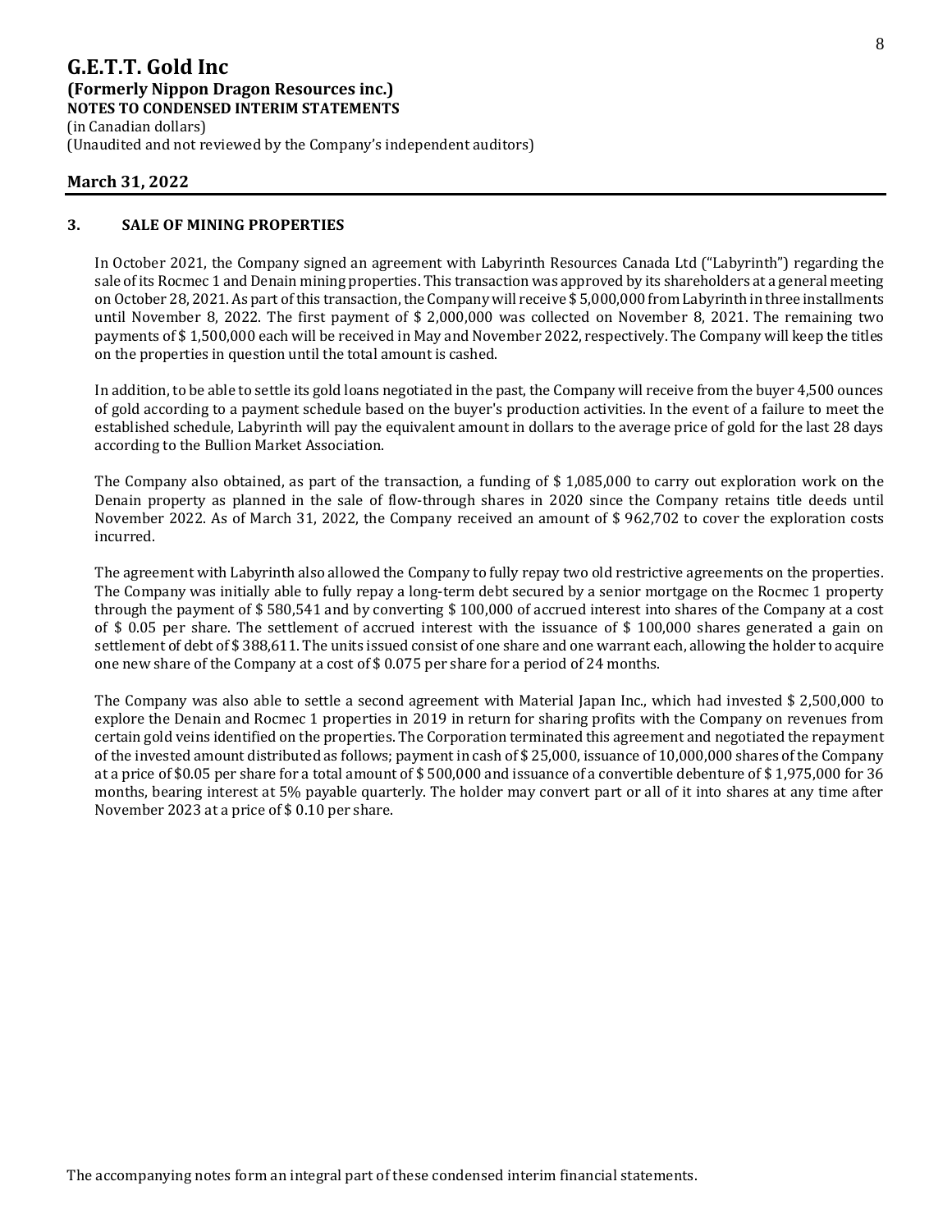# G.E.T.T. Gold Inc

## (Formerly Nippon Dragon Resources inc.)

**NOTES TO CONDENSED INTERIM STATEMENTS**

(in Canadian dollars)

(Unaudited and not reviewed by the Company's independent auditors)

**March 31, 2022**

### 3. SALE OF MINING PROPERTIES

In October 2021, the Company signed an agreement with Labyrinth Resources Canada Ltd ("Labyrinth") regarding the sale of its Rocmec 1 and Denain mining properties. This transaction was approved by its shareholders at a general meeting on October 28, 2021. As part of this transaction, the Company will receive $ 5,000,000 from Labyrinth in three installments until November 8, 2022. The first payment of $ 2,000,000 was collected on November 8, 2021. The remaining two payments of $ 1,500,000 each will be received in May and November 2022, respectively. The Company will keep the titles on the properties in question until the total amount is cashed.

In addition, to be able to settle its gold loans negotiated in the past, the Company will receive from the buyer 4,500 ounces of gold according to a payment schedule based on the buyer's production activities. In the event of a failure to meet the established schedule, Labyrinth will pay the equivalent amount in dollars to the average price of gold for the last 28 days according to the Bullion Market Association.

The Company also obtained, as part of the transaction, a funding of $ 1,085,000 to carry out exploration work on the Denain property as planned in the sale of flow-through shares in 2020 since the Company retains title deeds until November 2022. As of March 31, 2022, the Company received an amount of $ 962,702 to cover the exploration costs incurred.

The agreement with Labyrinth also allowed the Company to fully repay two old restrictive agreements on the properties. The Company was initially able to fully repay a long-term debt secured by a senior mortgage on the Rocmec 1 property through the payment of $ 580,541 and by converting $ 100,000 of accrued interest into shares of the Company at a cost of $ 0.05 per share. The settlement of accrued interest with the issuance of $ 100,000 shares generated a gain on settlement of debt of $ 388,611. The units issued consist of one share and one warrant each, allowing the holder to acquire one new share of the Company at a cost of $ 0.075 per share for a period of 24 months.

The Company was also able to settle a second agreement with Material Japan Inc., which had invested $ 2,500,000 to explore the Denain and Rocmec 1 properties in 2019 in return for sharing profits with the Company on revenues from certain gold veins identified on the properties. The Corporation terminated this agreement and negotiated the repayment of the invested amount distributed as follows; payment in cash of $ 25,000, issuance of 10,000,000 shares of the Company at a price of $0.05 per share for a total amount of $ 500,000 and issuance of a convertible debenture of $ 1,975,000 for 36 months, bearing interest at 5% payable quarterly. The holder may convert part or all of it into shares at any time after November 2023 at a price of $ 0.10 per share.

The accompanying notes form an integral part of these condensed interim financial statements.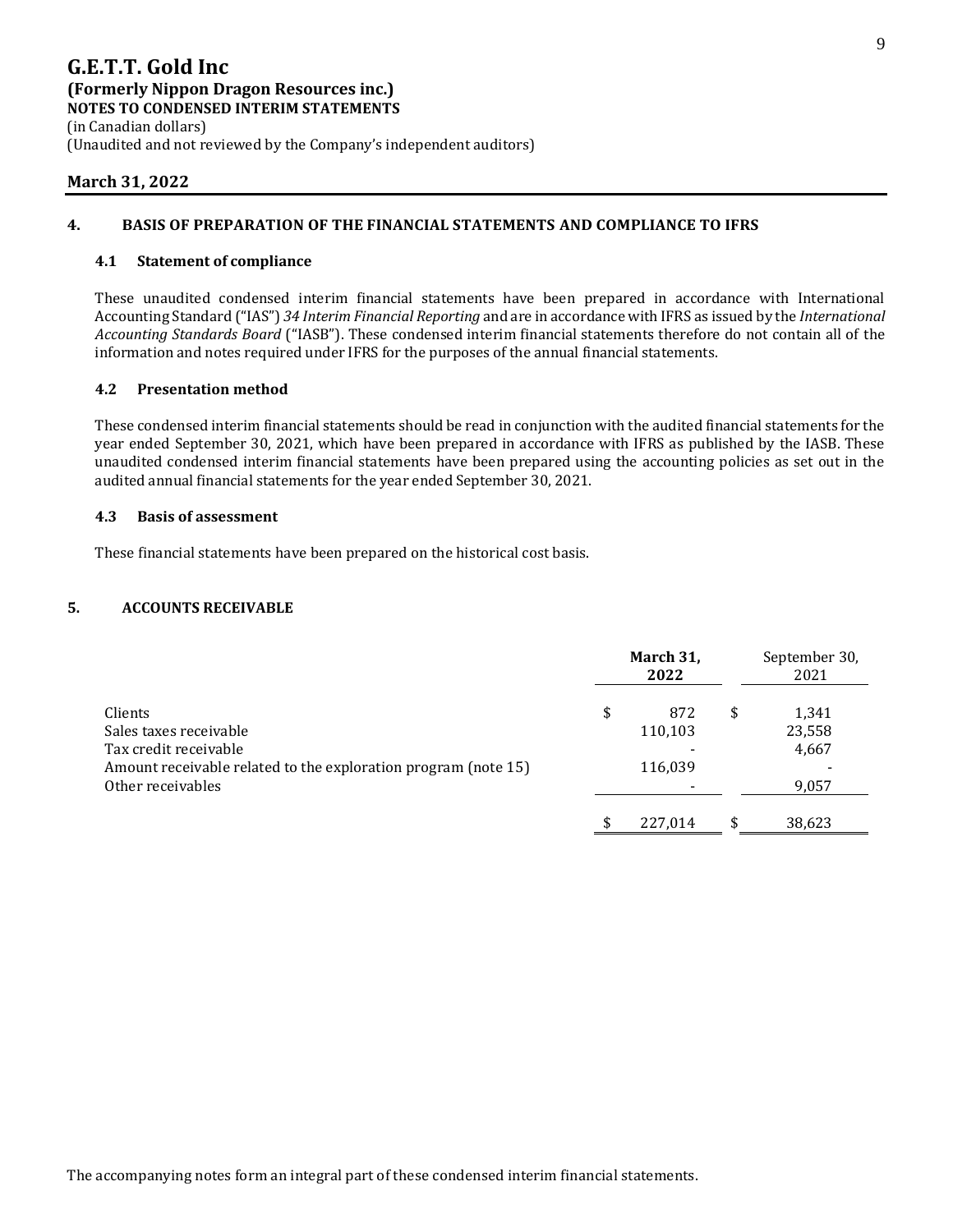# G.E.T.T. Gold Inc

**(Formerly Nippon Dragon Resources inc.)**
**NOTES TO CONDENSED INTERIM STATEMENTS**
(in Canadian dollars)
(Unaudited and not reviewed by the Company's independent auditors)

**March 31, 2022**

## 4. BASIS OF PREPARATION OF THE FINANCIAL STATEMENTS AND COMPLIANCE TO IFRS

### 4.1 Statement of compliance

These unaudited condensed interim financial statements have been prepared in accordance with International Accounting Standard ("IAS") *34 Interim Financial Reporting* and are in accordance with IFRS as issued by the *International Accounting Standards Board* ("IASB"). These condensed interim financial statements therefore do not contain all of the information and notes required under IFRS for the purposes of the annual financial statements.

### 4.2 Presentation method

These condensed interim financial statements should be read in conjunction with the audited financial statements for the year ended September 30, 2021, which have been prepared in accordance with IFRS as published by the IASB. These unaudited condensed interim financial statements have been prepared using the accounting policies as set out in the audited annual financial statements for the year ended September 30, 2021.

### 4.3 Basis of assessment

These financial statements have been prepared on the historical cost basis.

## 5. ACCOUNTS RECEIVABLE

| | **March 31, 2022** | September 30, 2021 |
|---|---|---|
| Clients | $ 872 | $ 1,341 |
| Sales taxes receivable | 110,103 | 23,558 |
| Tax credit receivable | - | 4,667 |
| Amount receivable related to the exploration program (note 15) | 116,039 | - |
| Other receivables | - | 9,057 |
| | $ 227,014 | $ 38,623 |

The accompanying notes form an integral part of these condensed interim financial statements.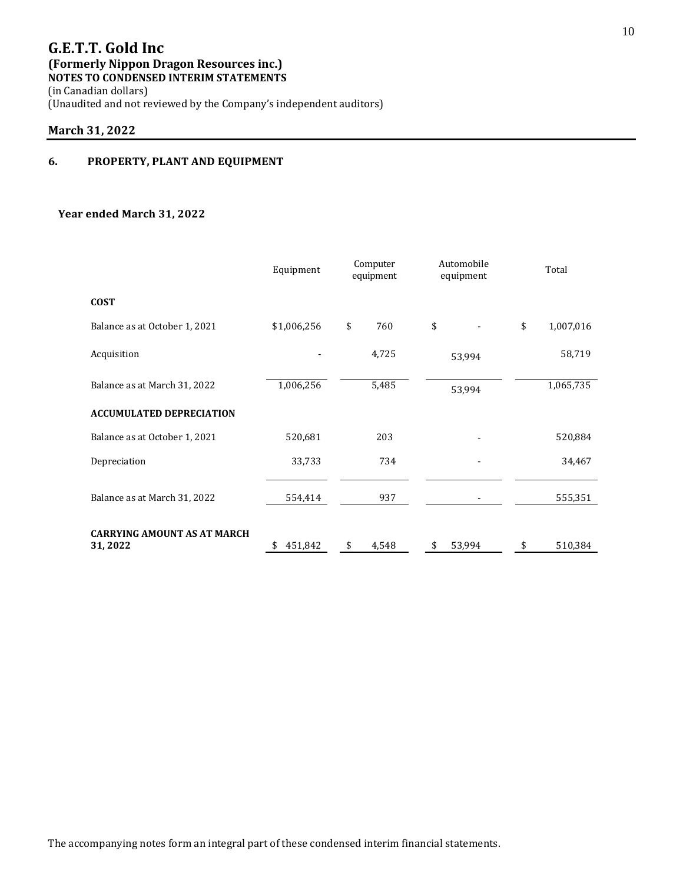# G.E.T.T. Gold Inc

**(Formerly Nippon Dragon Resources inc.)**
**NOTES TO CONDENSED INTERIM STATEMENTS**
(in Canadian dollars)
(Unaudited and not reviewed by the Company's independent auditors)

**March 31, 2022**

## 6. PROPERTY, PLANT AND EQUIPMENT

**Year ended March 31, 2022**

| | Equipment | Computer equipment | Automobile equipment | Total |
|---|---|---|---|---|
| **COST** | | | | |
| Balance as at October 1, 2021 | $1,006,256 | $ 760 | $ - | $ 1,007,016 |
| Acquisition | - | 4,725 | 53,994 | 58,719 |
| Balance as at March 31, 2022 | 1,006,256 | 5,485 | 53,994 | 1,065,735 |
| **ACCUMULATED DEPRECIATION** | | | | |
| Balance as at October 1, 2021 | 520,681 | 203 | - | 520,884 |
| Depreciation | 33,733 | 734 | - | 34,467 |
| Balance as at March 31, 2022 | 554,414 | 937 | - | 555,351 |
| **CARRYING AMOUNT AS AT MARCH 31, 2022** | $ 451,842 | $ 4,548 | $ 53,994 | $ 510,384 |

The accompanying notes form an integral part of these condensed interim financial statements.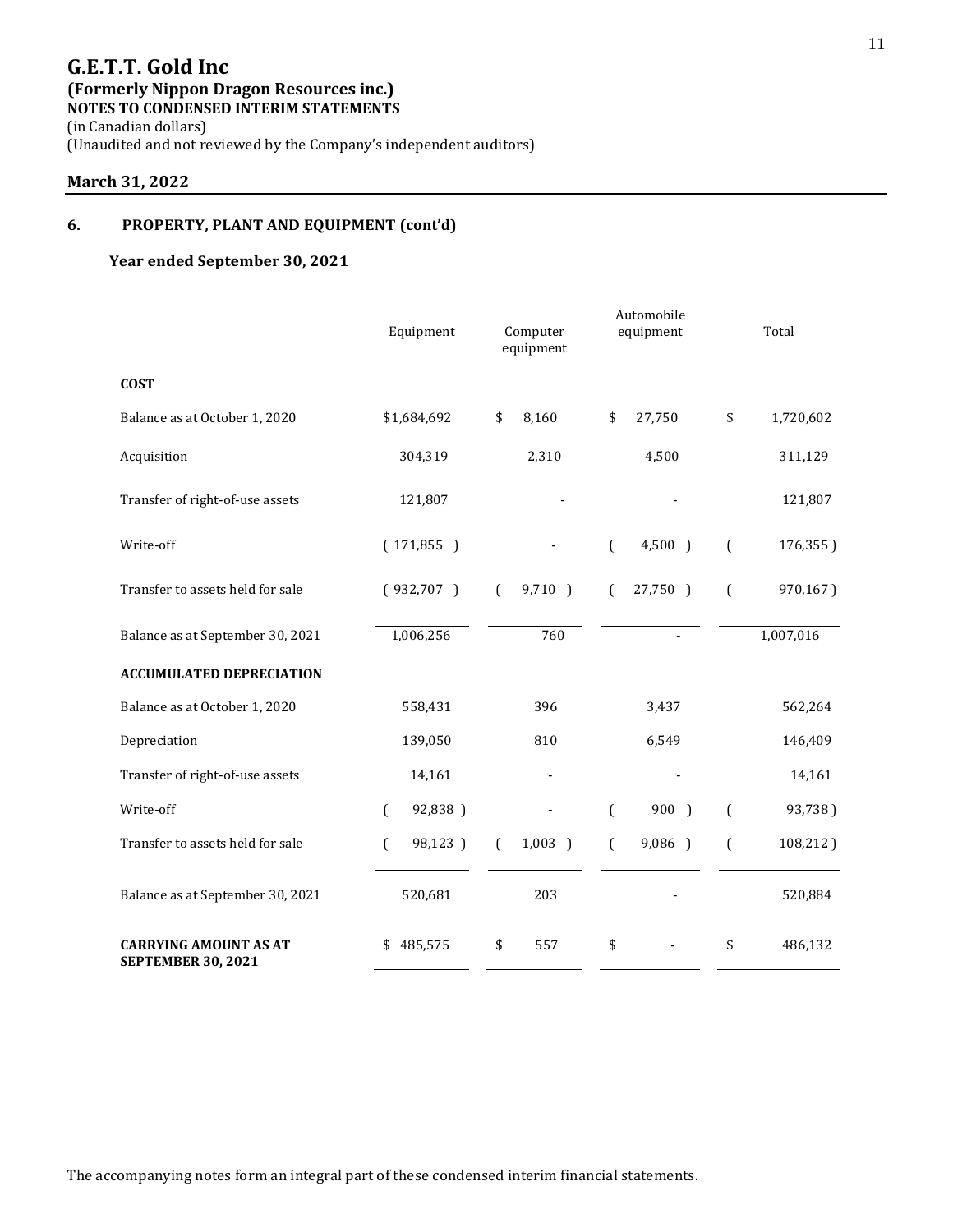# G.E.T.T. Gold Inc

**(Formerly Nippon Dragon Resources inc.)**
**NOTES TO CONDENSED INTERIM STATEMENTS**
(in Canadian dollars)
(Unaudited and not reviewed by the Company's independent auditors)

**March 31, 2022**

## 6. PROPERTY, PLANT AND EQUIPMENT (cont'd)

### Year ended September 30, 2021

| | Equipment | Computer equipment | Automobile equipment | Total |
|---|---|---|---|---|
| **COST** | | | | |
| Balance as at October 1, 2020 | $1,684,692 | $ 8,160 | $ 27,750 | $ 1,720,602 |
| Acquisition | 304,319 | 2,310 | 4,500 | 311,129 |
| Transfer of right-of-use assets | 121,807 | - | - | 121,807 |
| Write-off | ( 171,855 ) | - | ( 4,500 ) | ( 176,355 ) |
| Transfer to assets held for sale | ( 932,707 ) | ( 9,710 ) | ( 27,750 ) | ( 970,167 ) |
| Balance as at September 30, 2021 | 1,006,256 | 760 | - | 1,007,016 |
| **ACCUMULATED DEPRECIATION** | | | | |
| Balance as at October 1, 2020 | 558,431 | 396 | 3,437 | 562,264 |
| Depreciation | 139,050 | 810 | 6,549 | 146,409 |
| Transfer of right-of-use assets | 14,161 | - | - | 14,161 |
| Write-off | ( 92,838 ) | - | ( 900 ) | ( 93,738 ) |
| Transfer to assets held for sale | ( 98,123 ) | ( 1,003 ) | ( 9,086 ) | ( 108,212 ) |
| Balance as at September 30, 2021 | 520,681 | 203 | - | 520,884 |
| **CARRYING AMOUNT AS AT SEPTEMBER 30, 2021** | $ 485,575 | $ 557 | $ - | $ 486,132 |

The accompanying notes form an integral part of these condensed interim financial statements.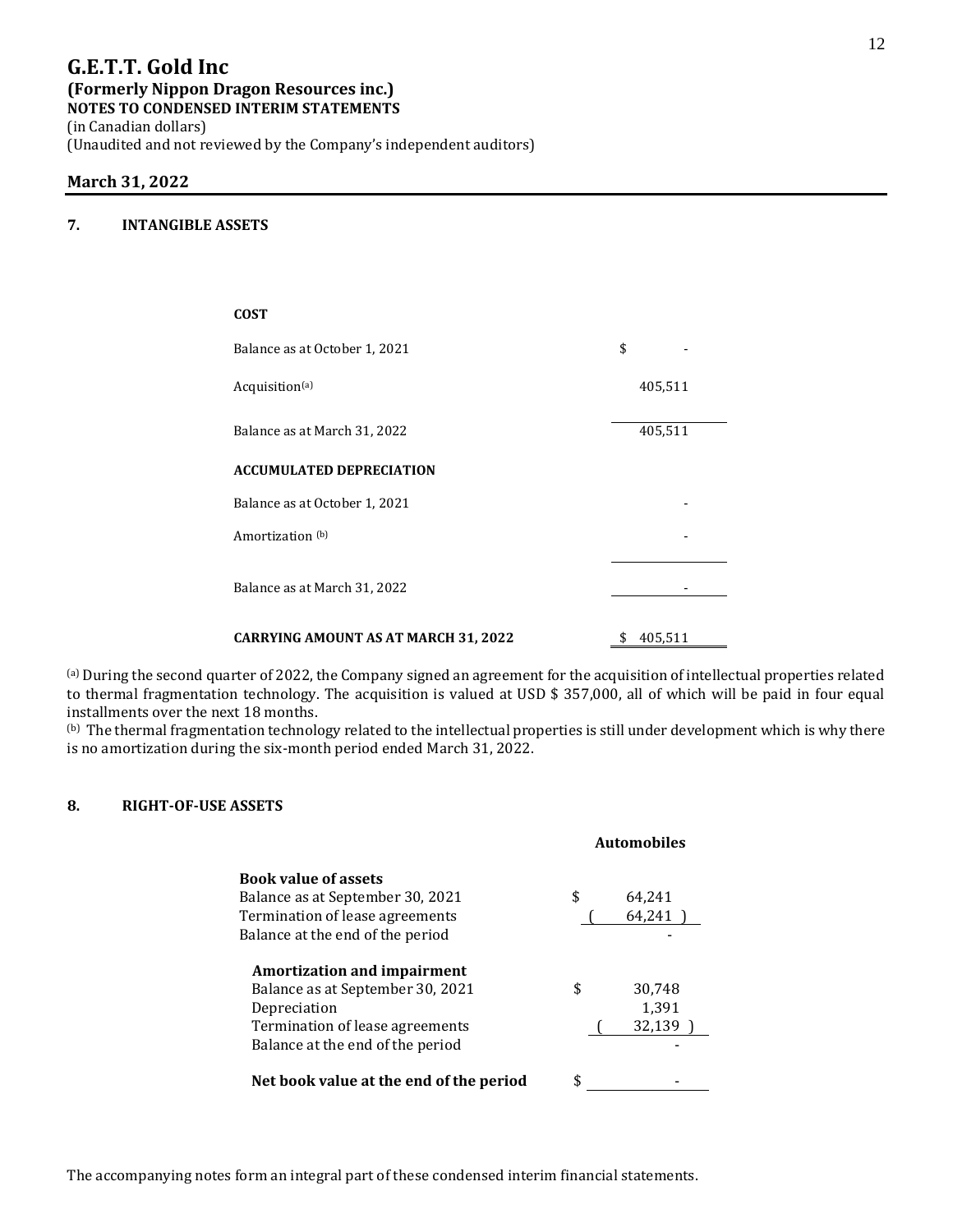**G.E.T.T. Gold Inc**
**(Formerly Nippon Dragon Resources inc.)**
**NOTES TO CONDENSED INTERIM STATEMENTS**
(in Canadian dollars)
(Unaudited and not reviewed by the Company's independent auditors)

**March 31, 2022**

## 7. INTANGIBLE ASSETS

| | |
|---|---|
| **COST** | |
| Balance as at October 1, 2021 | $ - |
| Acquisition[(a)] | 405,511 |
| Balance as at March 31, 2022 | 405,511 |
| **ACCUMULATED DEPRECIATION** | |
| Balance as at October 1, 2021 | - |
| Amortization [(b)] | - |
| Balance as at March 31, 2022 | - |
| **CARRYING AMOUNT AS AT MARCH 31, 2022** | $ 405,511 |

[(a)] During the second quarter of 2022, the Company signed an agreement for the acquisition of intellectual properties related to thermal fragmentation technology. The acquisition is valued at USD $ 357,000, all of which will be paid in four equal installments over the next 18 months.
[(b)] The thermal fragmentation technology related to the intellectual properties is still under development which is why there is no amortization during the six-month period ended March 31, 2022.

## 8. RIGHT-OF-USE ASSETS

| | **Automobiles** |
|---|---|
| **Book value of assets** | |
| Balance as at September 30, 2021 | $ 64,241 |
| Termination of lease agreements | ( 64,241 ) |
| Balance at the end of the period | - |
| **Amortization and impairment** | |
| Balance as at September 30, 2021 | $ 30,748 |
| Depreciation | 1,391 |
| Termination of lease agreements | ( 32,139 ) |
| Balance at the end of the period | - |
| **Net book value at the end of the period** | $ - |

The accompanying notes form an integral part of these condensed interim financial statements.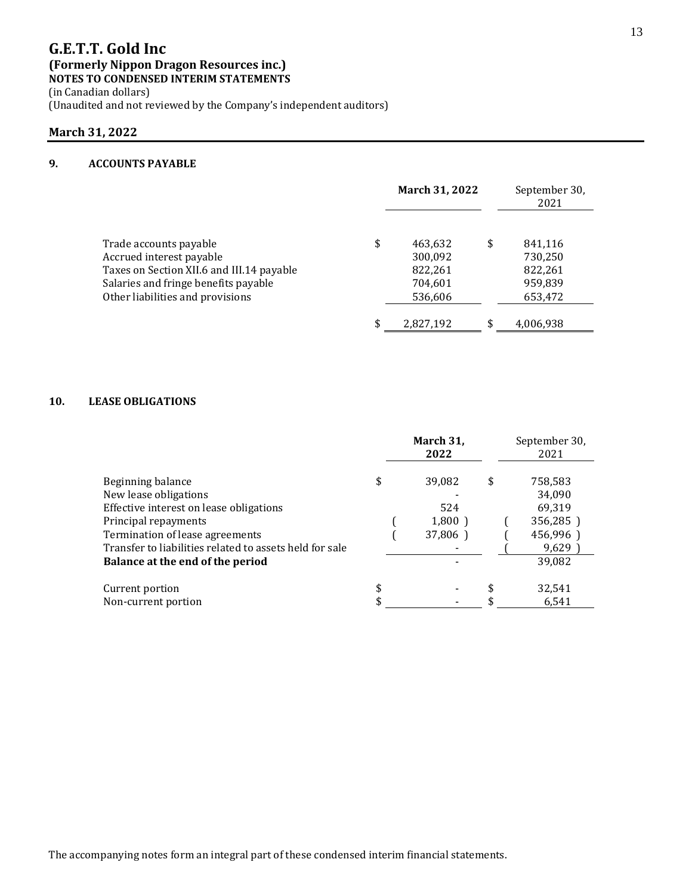# G.E.T.T. Gold Inc

**(Formerly Nippon Dragon Resources inc.)**

**NOTES TO CONDENSED INTERIM STATEMENTS**

(in Canadian dollars)

(Unaudited and not reviewed by the Company's independent auditors)

**March 31, 2022**

## 9. ACCOUNTS PAYABLE

| | **March 31, 2022** | September 30, 2021 |
|---|---|---|
| Trade accounts payable | $ 463,632 | $ 841,116 |
| Accrued interest payable | 300,092 | 730,250 |
| Taxes on Section XII.6 and III.14 payable | 822,261 | 822,261 |
| Salaries and fringe benefits payable | 704,601 | 959,839 |
| Other liabilities and provisions | 536,606 | 653,472 |
| | $ 2,827,192 | $ 4,006,938 |

## 10. LEASE OBLIGATIONS

| | **March 31, 2022** | September 30, 2021 |
|---|---|---|
| Beginning balance | $ 39,082 | $ 758,583 |
| New lease obligations | - | 34,090 |
| Effective interest on lease obligations | 524 | 69,319 |
| Principal repayments | ( 1,800 ) | ( 356,285 ) |
| Termination of lease agreements | ( 37,806 ) | ( 456,996 ) |
| Transfer to liabilities related to assets held for sale | - | ( 9,629 ) |
| **Balance at the end of the period** | - | 39,082 |
| Current portion | $ - | $ 32,541 |
| Non-current portion | $ - | $ 6,541 |

The accompanying notes form an integral part of these condensed interim financial statements.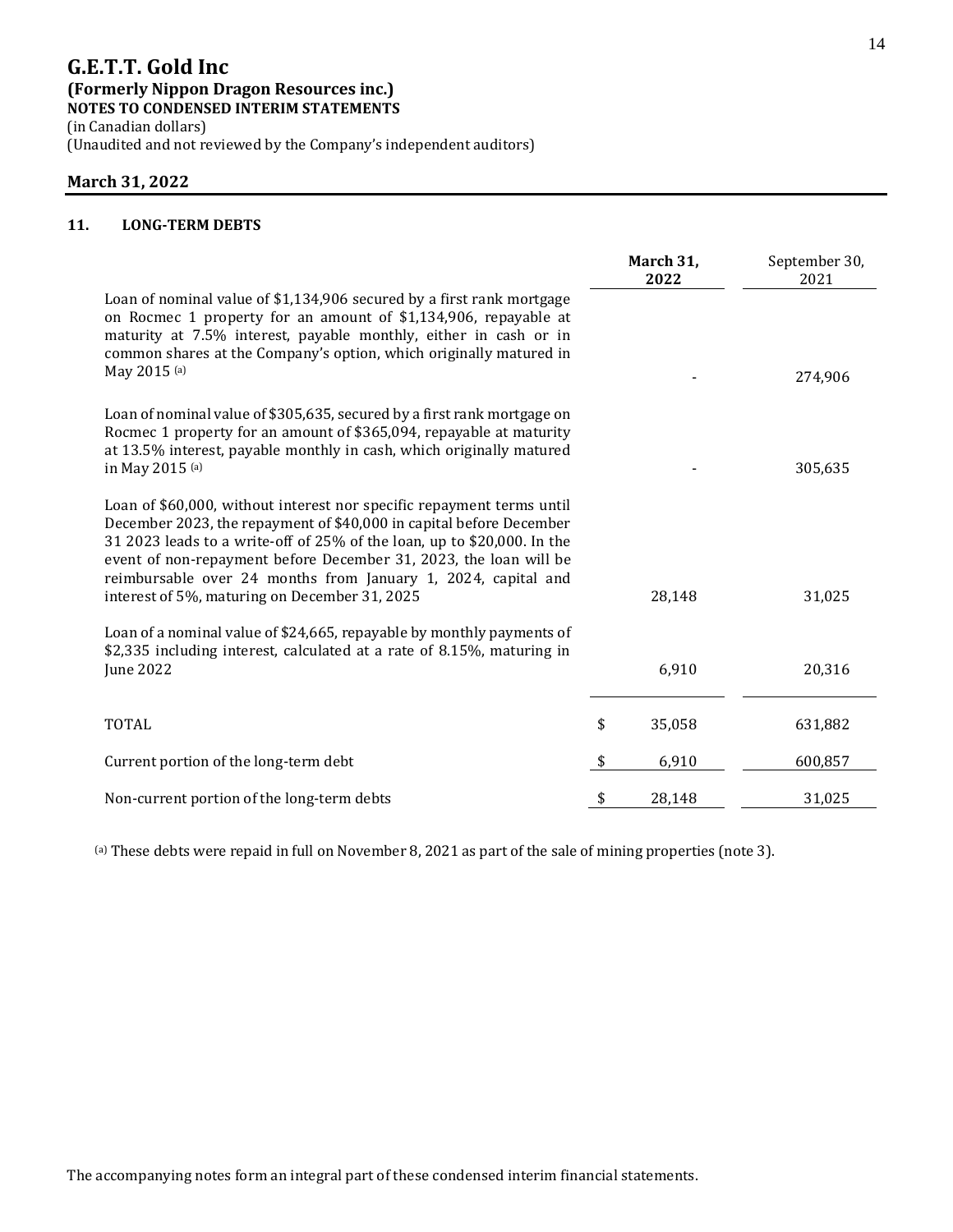# G.E.T.T. Gold Inc

**(Formerly Nippon Dragon Resources inc.)**
**NOTES TO CONDENSED INTERIM STATEMENTS**
(in Canadian dollars)
(Unaudited and not reviewed by the Company's independent auditors)

**March 31, 2022**

## 11. LONG-TERM DEBTS

| | **March 31, 2022** | September 30, 2021 |
|---|---|---|
| Loan of nominal value of $1,134,906 secured by a first rank mortgage on Rocmec 1 property for an amount of $1,134,906, repayable at maturity at 7.5% interest, payable monthly, either in cash or in common shares at the Company's option, which originally matured in May 2015 [(a)] | - | 274,906 |
| Loan of nominal value of $305,635, secured by a first rank mortgage on Rocmec 1 property for an amount of $365,094, repayable at maturity at 13.5% interest, payable monthly in cash, which originally matured in May 2015 [(a)] | - | 305,635 |
| Loan of $60,000, without interest nor specific repayment terms until December 2023, the repayment of $40,000 in capital before December 31 2023 leads to a write-off of 25% of the loan, up to $20,000. In the event of non-repayment before December 31, 2023, the loan will be reimbursable over 24 months from January 1, 2024, capital and interest of 5%, maturing on December 31, 2025 | 28,148 | 31,025 |
| Loan of a nominal value of $24,665, repayable by monthly payments of $2,335 including interest, calculated at a rate of 8.15%, maturing in June 2022 | 6,910 | 20,316 |
| TOTAL | $ 35,058 | 631,882 |
| Current portion of the long-term debt | $ 6,910 | 600,857 |
| Non-current portion of the long-term debts | $ 28,148 | 31,025 |

[(a)] These debts were repaid in full on November 8, 2021 as part of the sale of mining properties (note 3).

The accompanying notes form an integral part of these condensed interim financial statements.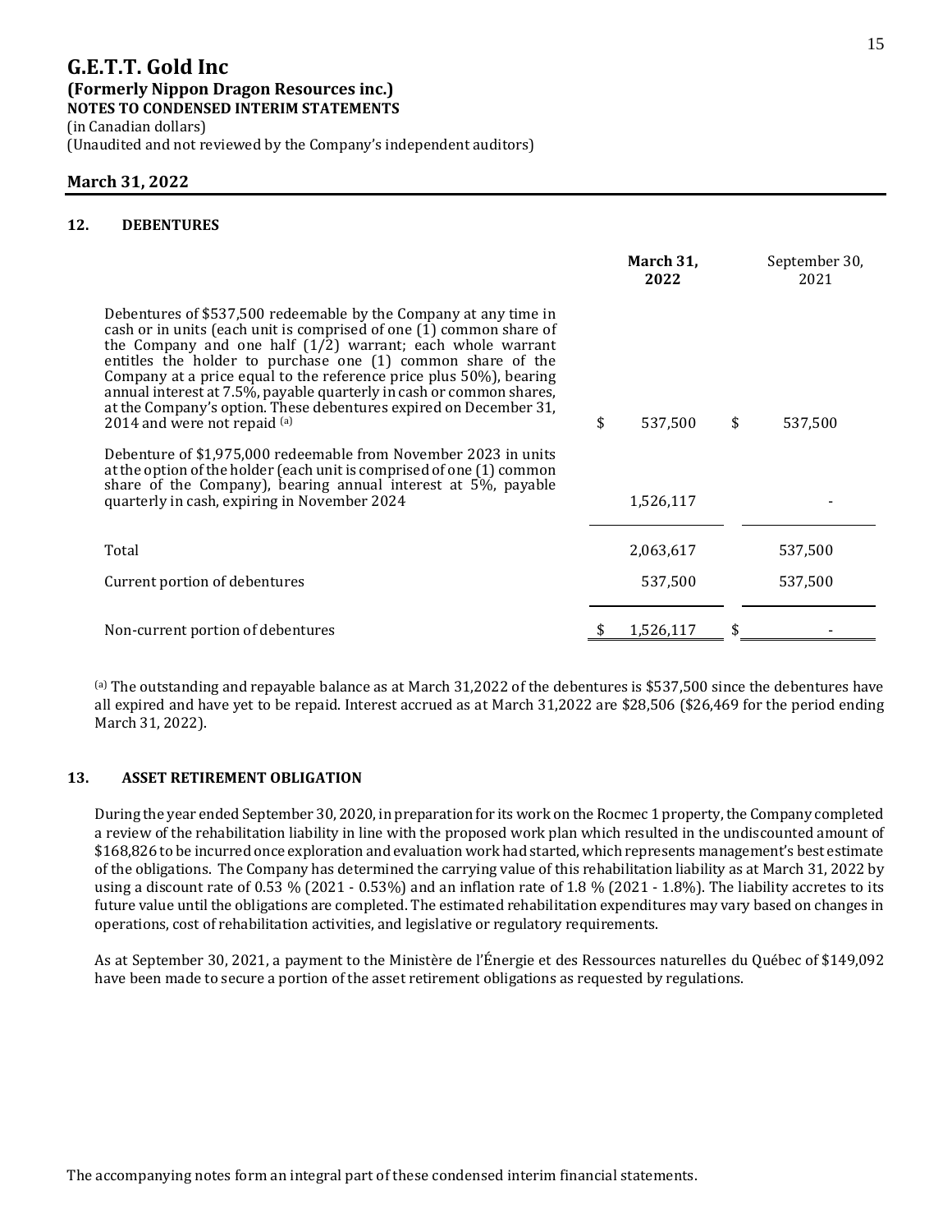# G.E.T.T. Gold Inc

**(Formerly Nippon Dragon Resources inc.)**

**NOTES TO CONDENSED INTERIM STATEMENTS**

(in Canadian dollars)

(Unaudited and not reviewed by the Company's independent auditors)

**March 31, 2022**

## 12. DEBENTURES

| | **March 31, 2022** | September 30, 2021 |
|---|---|---|
| Debentures of $537,500 redeemable by the Company at any time in cash or in units (each unit is comprised of one (1) common share of the Company and one half (1/2) warrant; each whole warrant entitles the holder to purchase one (1) common share of the Company at a price equal to the reference price plus 50%), bearing annual interest at 7.5%, payable quarterly in cash or common shares, at the Company's option. These debentures expired on December 31, 2014 and were not repaid [(a)] | $ 537,500 | $ 537,500 |
| Debenture of $1,975,000 redeemable from November 2023 in units at the option of the holder (each unit is comprised of one (1) common share of the Company), bearing annual interest at 5%, payable quarterly in cash, expiring in November 2024 | 1,526,117 | - |
| Total | 2,063,617 | 537,500 |
| Current portion of debentures | 537,500 | 537,500 |
| Non-current portion of debentures | $ 1,526,117 | $ - |

[(a)] The outstanding and repayable balance as at March 31,2022 of the debentures is $537,500 since the debentures have all expired and have yet to be repaid. Interest accrued as at March 31,2022 are $28,506 ($26,469 for the period ending March 31, 2022).

## 13. ASSET RETIREMENT OBLIGATION

During the year ended September 30, 2020, in preparation for its work on the Rocmec 1 property, the Company completed a review of the rehabilitation liability in line with the proposed work plan which resulted in the undiscounted amount of $168,826 to be incurred once exploration and evaluation work had started, which represents management's best estimate of the obligations. The Company has determined the carrying value of this rehabilitation liability as at March 31, 2022 by using a discount rate of 0.53 % (2021 - 0.53%) and an inflation rate of 1.8 % (2021 - 1.8%). The liability accretes to its future value until the obligations are completed. The estimated rehabilitation expenditures may vary based on changes in operations, cost of rehabilitation activities, and legislative or regulatory requirements.

As at September 30, 2021, a payment to the Ministère de l'Énergie et des Ressources naturelles du Québec of $149,092 have been made to secure a portion of the asset retirement obligations as requested by regulations.

The accompanying notes form an integral part of these condensed interim financial statements.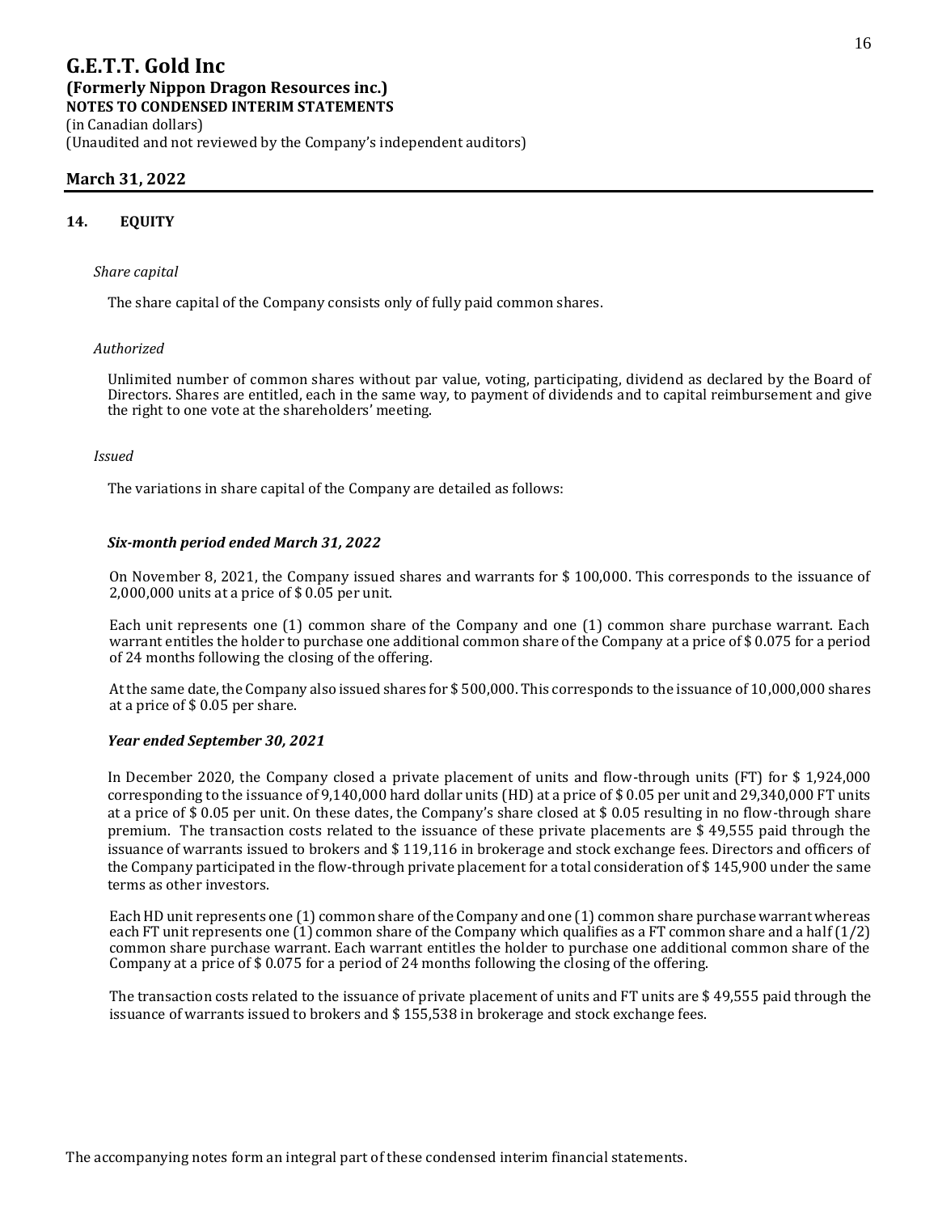# G.E.T.T. Gold Inc

**(Formerly Nippon Dragon Resources inc.)**

**NOTES TO CONDENSED INTERIM STATEMENTS**

(in Canadian dollars)

(Unaudited and not reviewed by the Company's independent auditors)

**March 31, 2022**

## 14. EQUITY

*Share capital*

The share capital of the Company consists only of fully paid common shares.

*Authorized*

Unlimited number of common shares without par value, voting, participating, dividend as declared by the Board of Directors. Shares are entitled, each in the same way, to payment of dividends and to capital reimbursement and give the right to one vote at the shareholders' meeting.

*Issued*

The variations in share capital of the Company are detailed as follows:

***Six-month period ended March 31, 2022***

On November 8, 2021, the Company issued shares and warrants for $ 100,000. This corresponds to the issuance of 2,000,000 units at a price of $ 0.05 per unit.

Each unit represents one (1) common share of the Company and one (1) common share purchase warrant. Each warrant entitles the holder to purchase one additional common share of the Company at a price of $ 0.075 for a period of 24 months following the closing of the offering.

At the same date, the Company also issued shares for $ 500,000. This corresponds to the issuance of 10,000,000 shares at a price of $ 0.05 per share.

***Year ended September 30, 2021***

In December 2020, the Company closed a private placement of units and flow-through units (FT) for $ 1,924,000 corresponding to the issuance of 9,140,000 hard dollar units (HD) at a price of $ 0.05 per unit and 29,340,000 FT units at a price of $ 0.05 per unit. On these dates, the Company's share closed at $ 0.05 resulting in no flow-through share premium. The transaction costs related to the issuance of these private placements are $ 49,555 paid through the issuance of warrants issued to brokers and $ 119,116 in brokerage and stock exchange fees. Directors and officers of the Company participated in the flow-through private placement for a total consideration of $ 145,900 under the same terms as other investors.

Each HD unit represents one (1) common share of the Company and one (1) common share purchase warrant whereas each FT unit represents one (1) common share of the Company which qualifies as a FT common share and a half (1/2) common share purchase warrant. Each warrant entitles the holder to purchase one additional common share of the Company at a price of $ 0.075 for a period of 24 months following the closing of the offering.

The transaction costs related to the issuance of private placement of units and FT units are $ 49,555 paid through the issuance of warrants issued to brokers and $ 155,538 in brokerage and stock exchange fees.

The accompanying notes form an integral part of these condensed interim financial statements.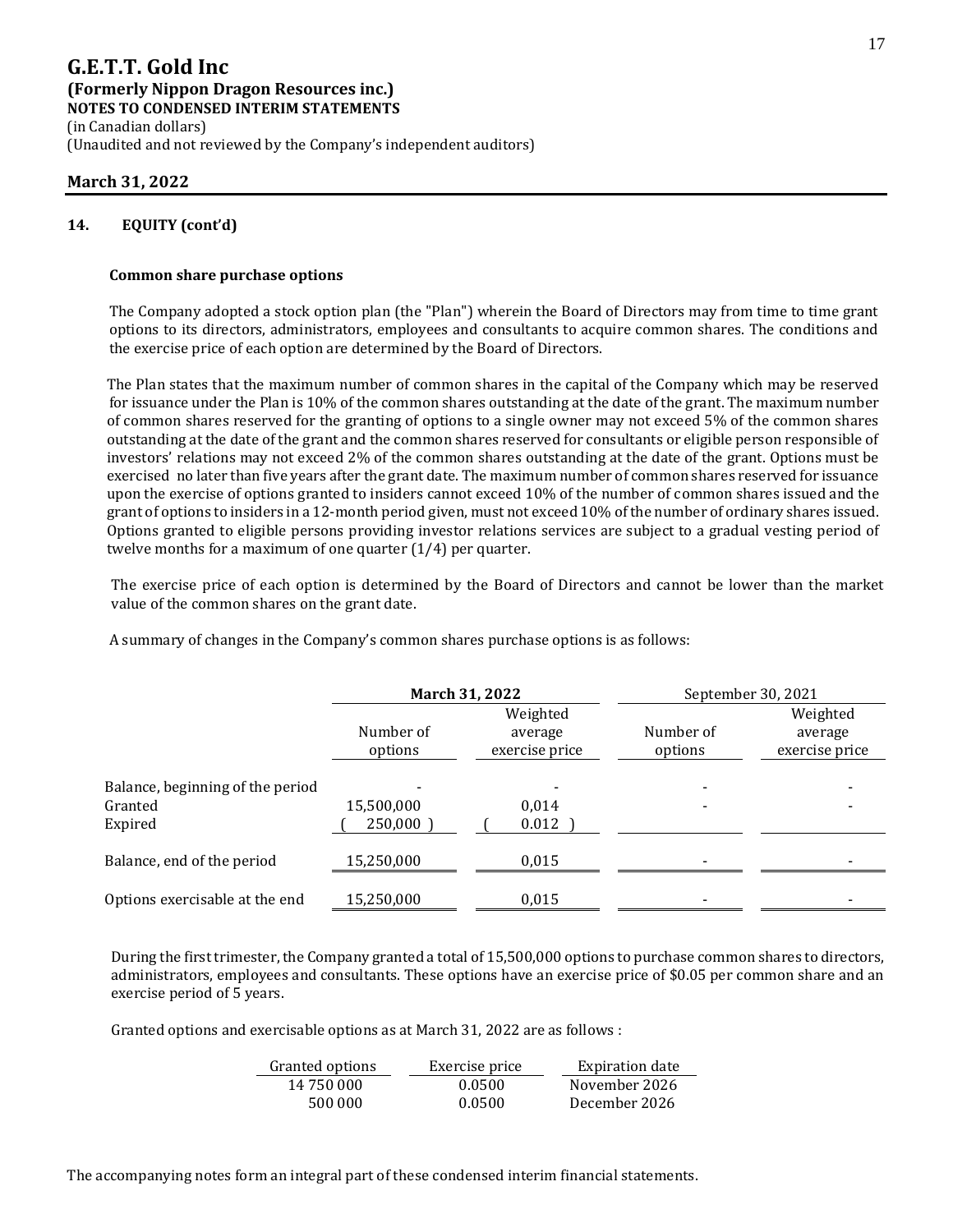# G.E.T.T. Gold Inc
## (Formerly Nippon Dragon Resources inc.)
**NOTES TO CONDENSED INTERIM STATEMENTS**
(in Canadian dollars)
(Unaudited and not reviewed by the Company's independent auditors)

**March 31, 2022**

### 14. EQUITY (cont'd)

**Common share purchase options**

The Company adopted a stock option plan (the "Plan") wherein the Board of Directors may from time to time grant options to its directors, administrators, employees and consultants to acquire common shares. The conditions and the exercise price of each option are determined by the Board of Directors.

The Plan states that the maximum number of common shares in the capital of the Company which may be reserved for issuance under the Plan is 10% of the common shares outstanding at the date of the grant. The maximum number of common shares reserved for the granting of options to a single owner may not exceed 5% of the common shares outstanding at the date of the grant and the common shares reserved for consultants or eligible person responsible of investors' relations may not exceed 2% of the common shares outstanding at the date of the grant. Options must be exercised no later than five years after the grant date. The maximum number of common shares reserved for issuance upon the exercise of options granted to insiders cannot exceed 10% of the number of common shares issued and the grant of options to insiders in a 12-month period given, must not exceed 10% of the number of ordinary shares issued. Options granted to eligible persons providing investor relations services are subject to a gradual vesting period of twelve months for a maximum of one quarter (1/4) per quarter.

The exercise price of each option is determined by the Board of Directors and cannot be lower than the market value of the common shares on the grant date.

A summary of changes in the Company's common shares purchase options is as follows:

| | **March 31, 2022** | | September 30, 2021 | |
|---|---|---|---|---|
| | Number of options | Weighted average exercise price | Number of options | Weighted average exercise price |
| Balance, beginning of the period | - | - | - | - |
| Granted | 15,500,000 | 0,014 | - | - |
| Expired | ( 250,000 ) | ( 0.012 ) | | |
| Balance, end of the period | 15,250,000 | 0,015 | - | - |
| Options exercisable at the end | 15,250,000 | 0,015 | - | - |

During the first trimester, the Company granted a total of 15,500,000 options to purchase common shares to directors, administrators, employees and consultants. These options have an exercise price of $0.05 per common share and an exercise period of 5 years.

Granted options and exercisable options as at March 31, 2022 are as follows :

| Granted options | Exercise price | Expiration date |
|---|---|---|
| 14 750 000 | 0.0500 | November 2026 |
| 500 000 | 0.0500 | December 2026 |

The accompanying notes form an integral part of these condensed interim financial statements.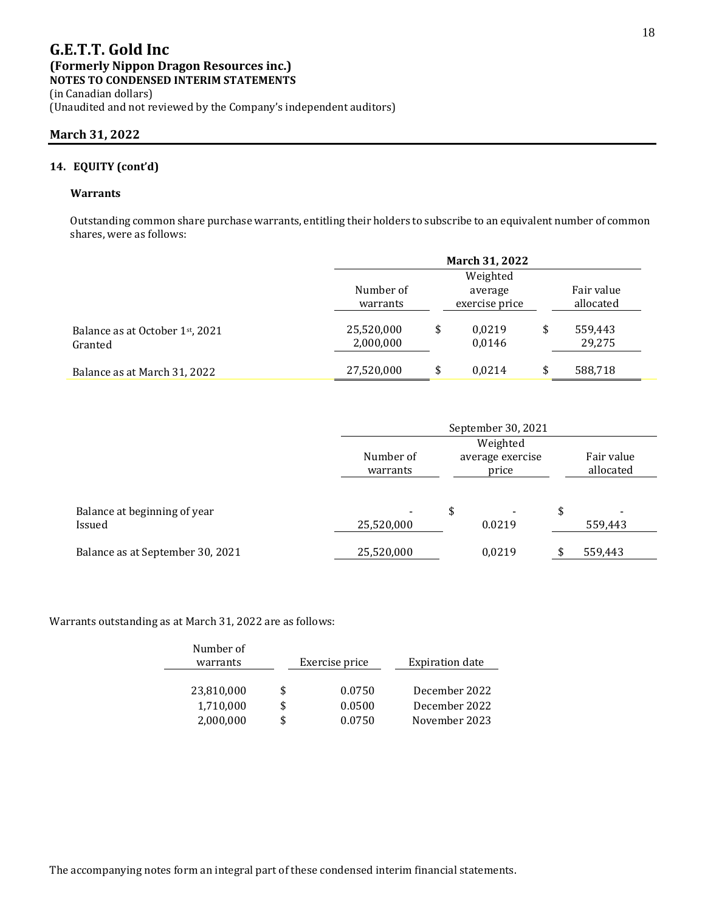# G.E.T.T. Gold Inc

**(Formerly Nippon Dragon Resources inc.)**

**NOTES TO CONDENSED INTERIM STATEMENTS**

(in Canadian dollars)

(Unaudited and not reviewed by the Company's independent auditors)

**March 31, 2022**

## 14. EQUITY (cont'd)

### Warrants

Outstanding common share purchase warrants, entitling their holders to subscribe to an equivalent number of common shares, were as follows:

| | March 31, 2022 | | |
|---|---|---|---|
| | Number of warrants | Weighted average exercise price | Fair value allocated |
| Balance as at October 1st, 2021 | 25,520,000 | $ 0,0219 | $ 559,443 |
| Granted | 2,000,000 | 0,0146 | 29,275 |
| Balance as at March 31, 2022 | 27,520,000 | $ 0,0214 | $ 588,718 |

| | September 30, 2021 | | |
|---|---|---|---|
| | Number of warrants | Weighted average exercise price | Fair value allocated |
| Balance at beginning of year | - | $ - | $ - |
| Issued | 25,520,000 | 0.0219 | 559,443 |
| Balance as at September 30, 2021 | 25,520,000 | 0,0219 | $ 559,443 |

Warrants outstanding as at March 31, 2022 are as follows:

| Number of warrants | Exercise price | Expiration date |
|---|---|---|
| 23,810,000 | $ 0.0750 | December 2022 |
| 1,710,000 | $ 0.0500 | December 2022 |
| 2,000,000 | $ 0.0750 | November 2023 |

The accompanying notes form an integral part of these condensed interim financial statements.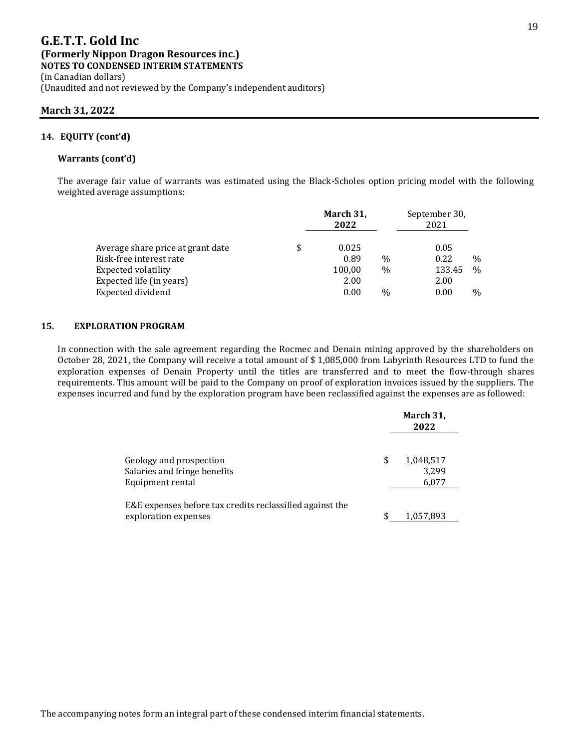# G.E.T.T. Gold Inc

**(Formerly Nippon Dragon Resources inc.)**

**NOTES TO CONDENSED INTERIM STATEMENTS**

(in Canadian dollars)

(Unaudited and not reviewed by the Company's independent auditors)

## March 31, 2022

### 14. EQUITY (cont'd)

#### Warrants (cont'd)

The average fair value of warrants was estimated using the Black-Scholes option pricing model with the following weighted average assumptions:

| | | March 31, 2022 | | September 30, 2021 | |
|---|---|---|---|---|---|
| Average share price at grant date | $ | 0.025 | | 0.05 | |
| Risk-free interest rate | | 0.89 | % | 0.22 | % |
| Expected volatility | | 100,00 | % | 133.45 | % |
| Expected life (in years) | | 2.00 | | 2.00 | |
| Expected dividend | | 0.00 | % | 0.00 | % |

### 15. EXPLORATION PROGRAM

In connection with the sale agreement regarding the Rocmec and Denain mining approved by the shareholders on October 28, 2021, the Company will receive a total amount of $ 1,085,000 from Labyrinth Resources LTD to fund the exploration expenses of Denain Property until the titles are transferred and to meet the flow-through shares requirements. This amount will be paid to the Company on proof of exploration invoices issued by the suppliers. The expenses incurred and fund by the exploration program have been reclassified against the expenses are as followed:

| | | March 31, 2022 |
|---|---|---|
| Geology and prospection | $ | 1,048,517 |
| Salaries and fringe benefits | | 3,299 |
| Equipment rental | | 6,077 |
| E&E expenses before tax credits reclassified against the exploration expenses | $ | 1,057,893 |

The accompanying notes form an integral part of these condensed interim financial statements.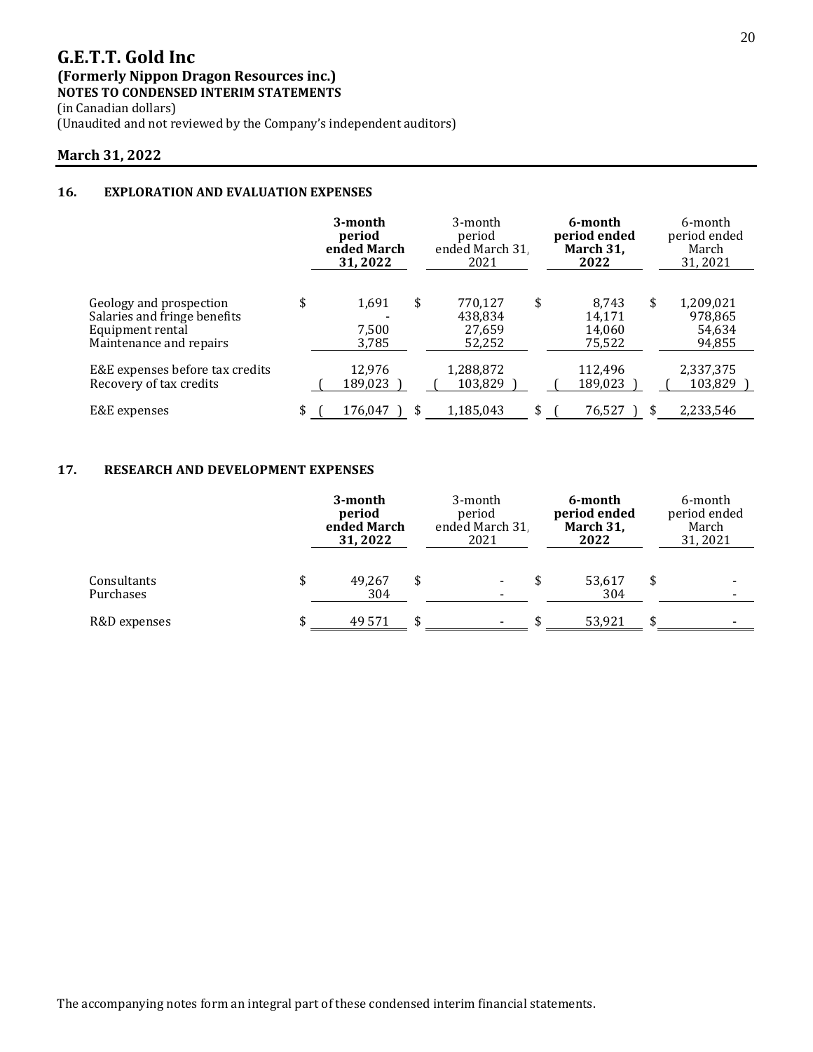**G.E.T.T. Gold Inc**
**(Formerly Nippon Dragon Resources inc.)**
**NOTES TO CONDENSED INTERIM STATEMENTS**
(in Canadian dollars)
(Unaudited and not reviewed by the Company's independent auditors)

**March 31, 2022**

## 16. EXPLORATION AND EVALUATION EXPENSES

| | **3-month period ended March 31, 2022** | 3-month period ended March 31, 2021 | **6-month period ended March 31, 2022** | 6-month period ended March 31, 2021 |
|---|---|---|---|---|
| Geology and prospection | $ 1,691 | $ 770,127 | $ 8,743 | $ 1,209,021 |
| Salaries and fringe benefits | - | 438,834 | 14,171 | 978,865 |
| Equipment rental | 7,500 | 27,659 | 14,060 | 54,634 |
| Maintenance and repairs | 3,785 | 52,252 | 75,522 | 94,855 |
| E&E expenses before tax credits | 12,976 | 1,288,872 | 112,496 | 2,337,375 |
| Recovery of tax credits | ( 189,023 ) | ( 103,829 ) | ( 189,023 ) | ( 103,829 ) |
| E&E expenses | $ ( 176,047 ) | $ 1,185,043 | $ ( 76,527 ) | $ 2,233,546 |

## 17. RESEARCH AND DEVELOPMENT EXPENSES

| | **3-month period ended March 31, 2022** | 3-month period ended March 31, 2021 | **6-month period ended March 31, 2022** | 6-month period ended March 31, 2021 |
|---|---|---|---|---|
| Consultants | $ 49,267 | $ - | $ 53,617 | $ - |
| Purchases | 304 | - | 304 | - |
| R&D expenses | $ 49 571 | $ - | $ 53,921 | $ - |

The accompanying notes form an integral part of these condensed interim financial statements.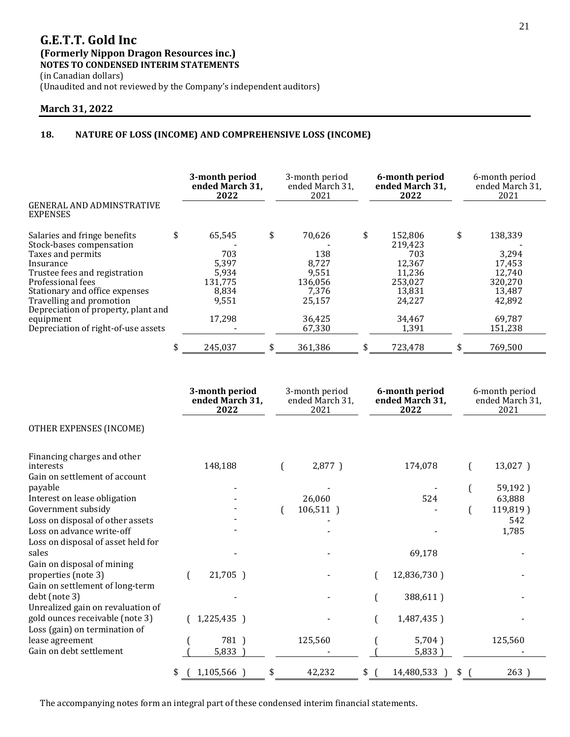# G.E.T.T. Gold Inc

**(Formerly Nippon Dragon Resources inc.)**

**NOTES TO CONDENSED INTERIM STATEMENTS**

(in Canadian dollars)

(Unaudited and not reviewed by the Company's independent auditors)

**March 31, 2022**

## 18. NATURE OF LOSS (INCOME) AND COMPREHENSIVE LOSS (INCOME)

| | **3-month period ended March 31, 2022** | 3-month period ended March 31, 2021 | **6-month period ended March 31, 2022** | 6-month period ended March 31, 2021 |
|---|---|---|---|---|
| GENERAL AND ADMINSTRATIVE EXPENSES | | | | |
| Salaries and fringe benefits | $ 65,545 | $ 70,626 | $ 152,806 | $ 138,339 |
| Stock-bases compensation | - | - | 219,423 | - |
| Taxes and permits | 703 | 138 | 703 | 3,294 |
| Insurance | 5,397 | 8,727 | 12,367 | 17,453 |
| Trustee fees and registration | 5,934 | 9,551 | 11,236 | 12,740 |
| Professional fees | 131,775 | 136,056 | 253,027 | 320,270 |
| Stationary and office expenses | 8,834 | 7,376 | 13,831 | 13,487 |
| Travelling and promotion | 9,551 | 25,157 | 24,227 | 42,892 |
| Depreciation of property, plant and equipment | 17,298 | 36,425 | 34,467 | 69,787 |
| Depreciation of right-of-use assets | - | 67,330 | 1,391 | 151,238 |
| | $ 245,037 | $ 361,386 | $ 723,478 | $ 769,500 |

| | **3-month period ended March 31, 2022** | 3-month period ended March 31, 2021 | **6-month period ended March 31, 2022** | 6-month period ended March 31, 2021 |
|---|---|---|---|---|
| OTHER EXPENSES (INCOME) | | | | |
| Financing charges and other interests | 148,188 | ( 2,877 ) | 174,078 | ( 13,027 ) |
| Gain on settlement of account payable | - | - | - | ( 59,192 ) |
| Interest on lease obligation | - | 26,060 | 524 | 63,888 |
| Government subsidy | - | ( 106,511 ) | - | ( 119,819 ) |
| Loss on disposal of other assets | - | - | | 542 |
| Loss on advance write-off | - | - | - | 1,785 |
| Loss on disposal of asset held for sales | - | - | 69,178 | - |
| Gain on disposal of mining properties (note 3) | ( 21,705 ) | - | ( 12,836,730 ) | - |
| Gain on settlement of long-term debt (note 3) | - | - | ( 388,611 ) | - |
| Unrealized gain on revaluation of gold ounces receivable (note 3) | ( 1,225,435 ) | - | ( 1,487,435 ) | - |
| Loss (gain) on termination of lease agreement | ( 781 ) | 125,560 | ( 5,704 ) | 125,560 |
| Gain on debt settlement | ( 5,833 ) | - | ( 5,833 ) | - |
| | $ ( 1,105,566 ) | $ 42,232 | $ ( 14,480,533 ) | $ ( 263 ) |

The accompanying notes form an integral part of these condensed interim financial statements.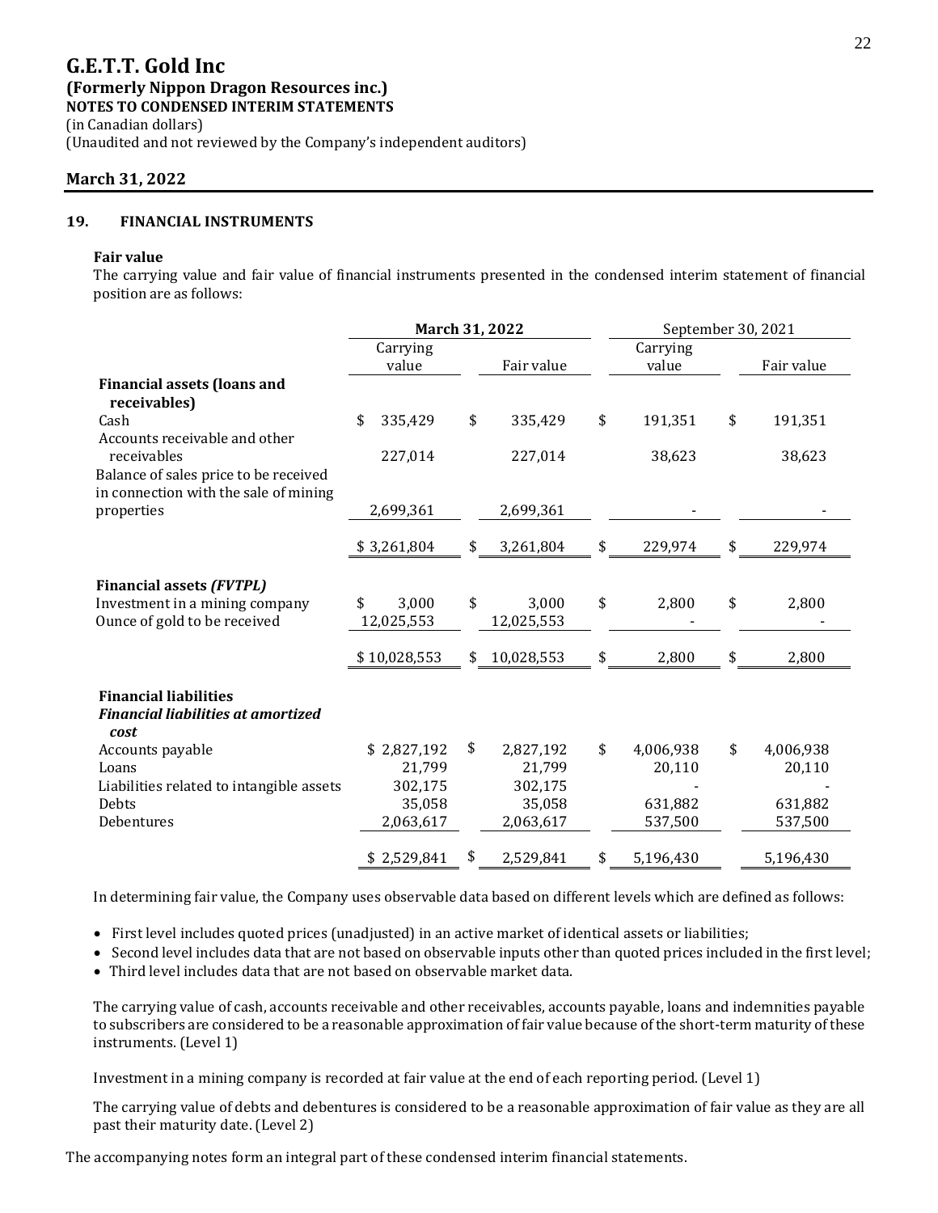# G.E.T.T. Gold Inc

## (Formerly Nippon Dragon Resources inc.)

**NOTES TO CONDENSED INTERIM STATEMENTS**

(in Canadian dollars)

(Unaudited and not reviewed by the Company's independent auditors)

**March 31, 2022**

## 19. FINANCIAL INSTRUMENTS

**Fair value**

The carrying value and fair value of financial instruments presented in the condensed interim statement of financial position are as follows:

| | March 31, 2022 | | September 30, 2021 | |
|---|---|---|---|---|
| | Carrying value | Fair value | Carrying value | Fair value |
| **Financial assets (loans and receivables)** | | | | |
| Cash | $ 335,429 | $ 335,429 | $ 191,351 | $ 191,351 |
| Accounts receivable and other receivables | 227,014 | 227,014 | 38,623 | 38,623 |
| Balance of sales price to be received in connection with the sale of mining properties | 2,699,361 | 2,699,361 | - | - |
| | $ 3,261,804 | $ 3,261,804 | $ 229,974 | $ 229,974 |
| **Financial assets *(FVTPL)*** | | | | |
| Investment in a mining company | $ 3,000 | $ 3,000 | $ 2,800 | $ 2,800 |
| Ounce of gold to be received | 12,025,553 | 12,025,553 | - | - |
| | $ 10,028,553 | $ 10,028,553 | $ 2,800 | $ 2,800 |
| **Financial liabilities** | | | | |
| ***Financial liabilities at amortized cost*** | | | | |
| Accounts payable | $ 2,827,192 | $ 2,827,192 | $ 4,006,938 | $ 4,006,938 |
| Loans | 21,799 | 21,799 | 20,110 | 20,110 |
| Liabilities related to intangible assets | 302,175 | 302,175 | - | - |
| Debts | 35,058 | 35,058 | 631,882 | 631,882 |
| Debentures | 2,063,617 | 2,063,617 | 537,500 | 537,500 |
| | $ 2,529,841 | $ 2,529,841 | $ 5,196,430 | 5,196,430 |

In determining fair value, the Company uses observable data based on different levels which are defined as follows:

- First level includes quoted prices (unadjusted) in an active market of identical assets or liabilities;
- Second level includes data that are not based on observable inputs other than quoted prices included in the first level;
- Third level includes data that are not based on observable market data.

The carrying value of cash, accounts receivable and other receivables, accounts payable, loans and indemnities payable to subscribers are considered to be a reasonable approximation of fair value because of the short-term maturity of these instruments. (Level 1)

Investment in a mining company is recorded at fair value at the end of each reporting period. (Level 1)

The carrying value of debts and debentures is considered to be a reasonable approximation of fair value as they are all past their maturity date. (Level 2)

The accompanying notes form an integral part of these condensed interim financial statements.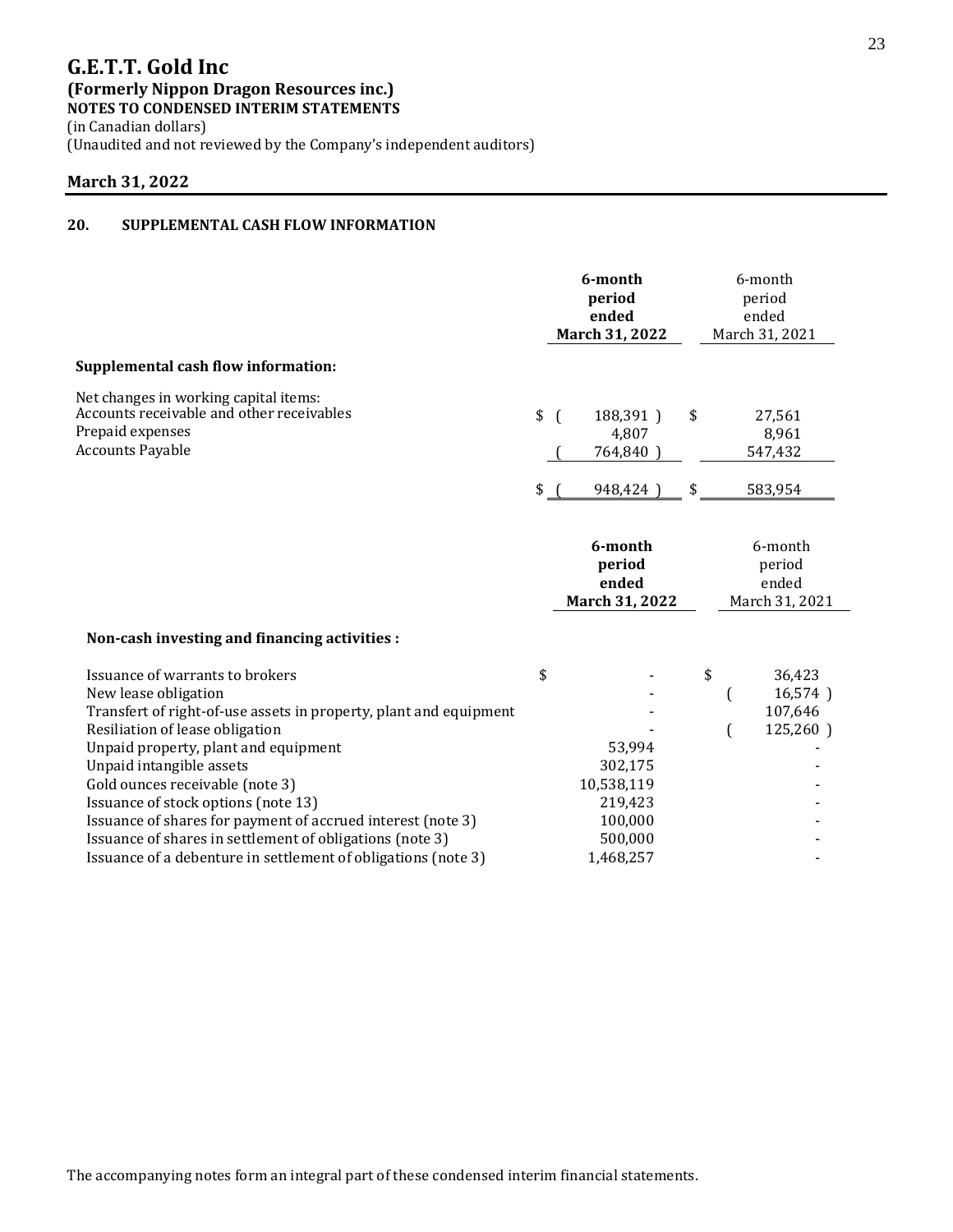# G.E.T.T. Gold Inc

## (Formerly Nippon Dragon Resources inc.)

**NOTES TO CONDENSED INTERIM STATEMENTS**

(in Canadian dollars)

(Unaudited and not reviewed by the Company's independent auditors)

**March 31, 2022**

## 20. SUPPLEMENTAL CASH FLOW INFORMATION

| | **6-month period ended March 31, 2022** | 6-month period ended March 31, 2021 |
|---|---|---|
| **Supplemental cash flow information:** | | |
| Net changes in working capital items: | | |
| Accounts receivable and other receivables | $ ( 188,391 ) | $ 27,561 |
| Prepaid expenses | 4,807 | 8,961 |
| Accounts Payable | ( 764,840 ) | 547,432 |
| | $ ( 948,424 ) | $ 583,954 |

| | **6-month period ended March 31, 2022** | 6-month period ended March 31, 2021 |
|---|---|---|
| **Non-cash investing and financing activities :** | | |
| Issuance of warrants to brokers | $ - | $ 36,423 |
| New lease obligation | - | ( 16,574 ) |
| Transfert of right-of-use assets in property, plant and equipment | - | 107,646 |
| Resiliation of lease obligation | - | ( 125,260 ) |
| Unpaid property, plant and equipment | 53,994 | - |
| Unpaid intangible assets | 302,175 | - |
| Gold ounces receivable (note 3) | 10,538,119 | - |
| Issuance of stock options (note 13) | 219,423 | - |
| Issuance of shares for payment of accrued interest (note 3) | 100,000 | - |
| Issuance of shares in settlement of obligations (note 3) | 500,000 | - |
| Issuance of a debenture in settlement of obligations (note 3) | 1,468,257 | - |

The accompanying notes form an integral part of these condensed interim financial statements.